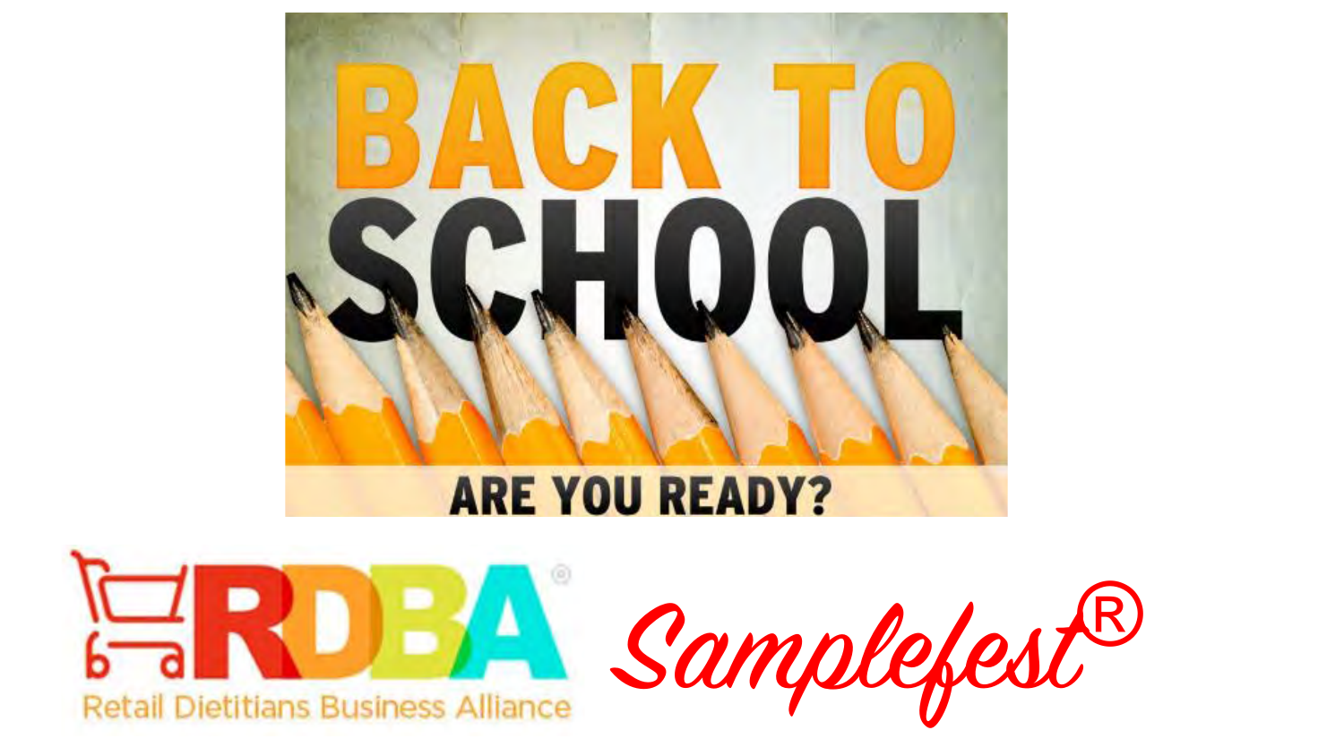# BACK TO SCHOOL

ARE YOU READY?

RDBA®

Retail Dietitians Business Alliance

Samplefest®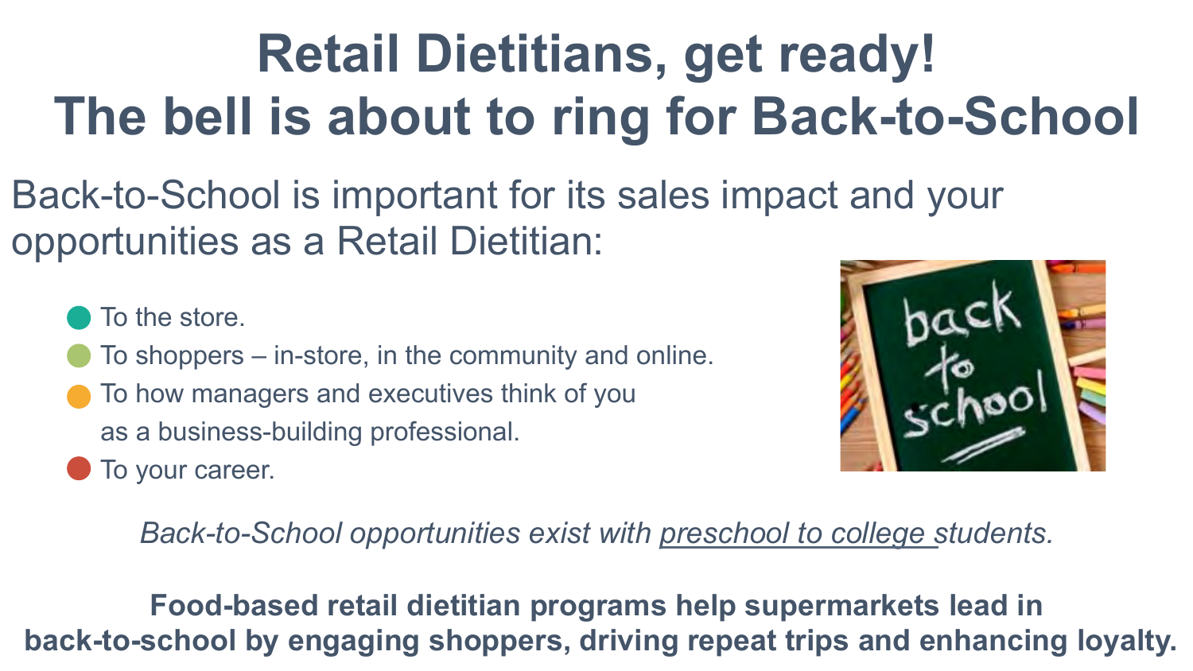# Retail Dietitians, get ready! The bell is about to ring for Back-to-School

Back-to-School is important for its sales impact and your opportunities as a Retail Dietitian:

- To the store.
- To shoppers – in-store, in the community and online.
- To how managers and executives think of you as a business-building professional.
- To your career.

*Back-to-School opportunities exist with preschool to college students.*

**Food-based retail dietitian programs help supermarkets lead in back-to-school by engaging shoppers, driving repeat trips and enhancing loyalty.**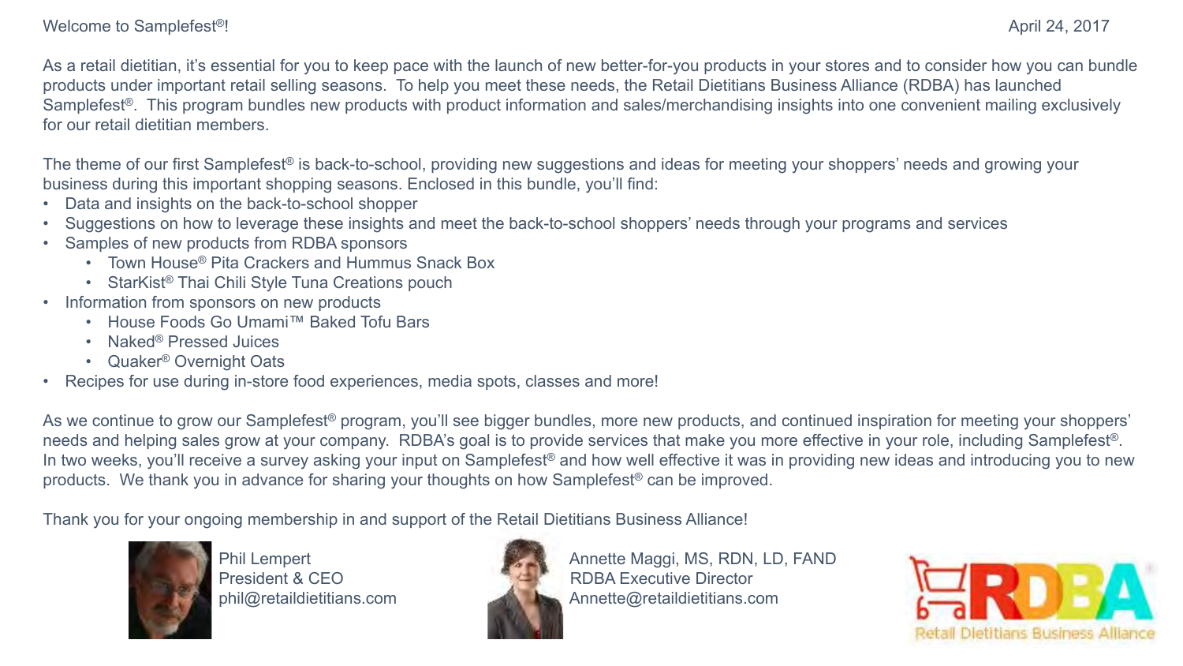Welcome to Samplefest®! April 24, 2017

As a retail dietitian, it's essential for you to keep pace with the launch of new better-for-you products in your stores and to consider how you can bundle products under important retail selling seasons. To help you meet these needs, the Retail Dietitians Business Alliance (RDBA) has launched Samplefest®. This program bundles new products with product information and sales/merchandising insights into one convenient mailing exclusively for our retail dietitian members.

The theme of our first Samplefest® is back-to-school, providing new suggestions and ideas for meeting your shoppers' needs and growing your business during this important shopping seasons. Enclosed in this bundle, you'll find:

- Data and insights on the back-to-school shopper
- Suggestions on how to leverage these insights and meet the back-to-school shoppers' needs through your programs and services
- Samples of new products from RDBA sponsors
  - Town House® Pita Crackers and Hummus Snack Box
  - StarKist® Thai Chili Style Tuna Creations pouch
- Information from sponsors on new products
  - House Foods Go Umami™ Baked Tofu Bars
  - Naked® Pressed Juices
  - Quaker® Overnight Oats
- Recipes for use during in-store food experiences, media spots, classes and more!

As we continue to grow our Samplefest® program, you'll see bigger bundles, more new products, and continued inspiration for meeting your shoppers' needs and helping sales grow at your company. RDBA's goal is to provide services that make you more effective in your role, including Samplefest®. In two weeks, you'll receive a survey asking your input on Samplefest® and how well effective it was in providing new ideas and introducing you to new products. We thank you in advance for sharing your thoughts on how Samplefest® can be improved.

Thank you for your ongoing membership in and support of the Retail Dietitians Business Alliance!

Phil Lempert
President & CEO
phil@retaildietitians.com

Annette Maggi, MS, RDN, LD, FAND
RDBA Executive Director
Annette@retaildietitians.com

RDBA® Retail Dietitians Business Alliance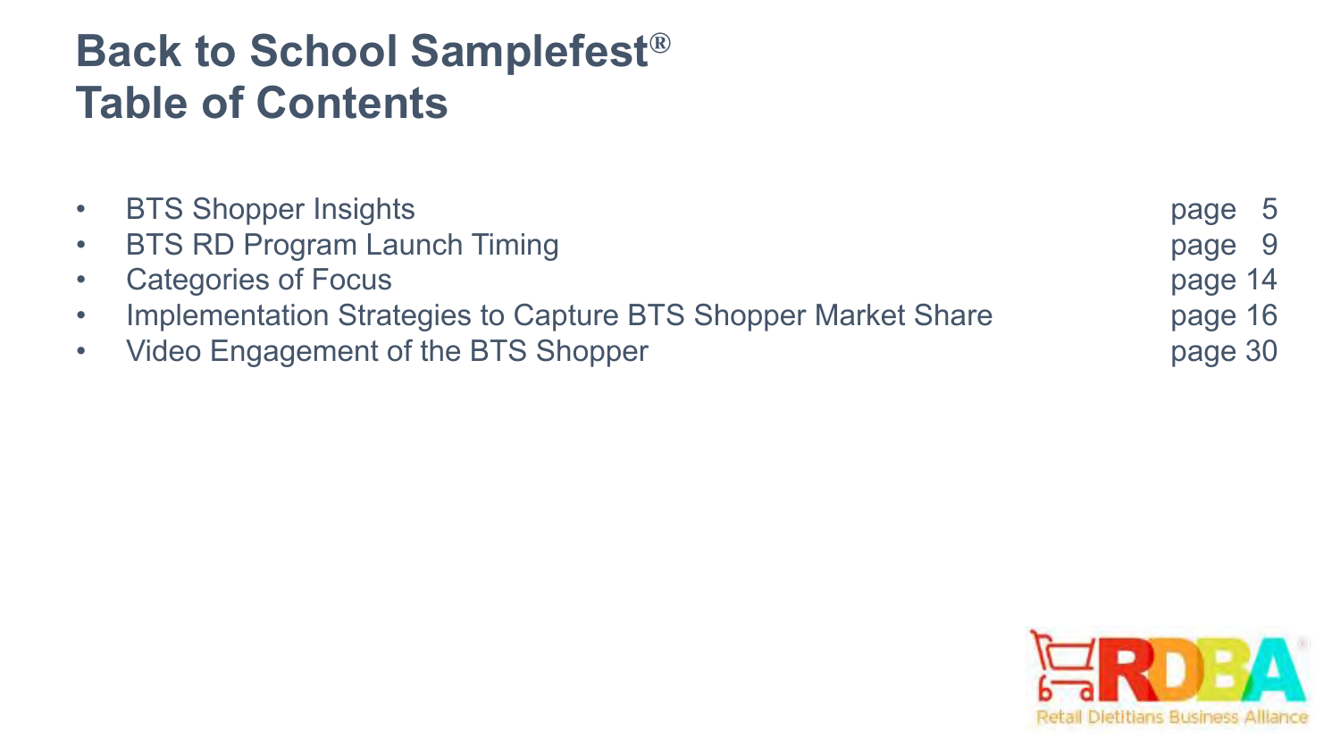# Back to School Samplefest®
# Table of Contents

- BTS Shopper Insights page 5
- BTS RD Program Launch Timing page 9
- Categories of Focus page 14
- Implementation Strategies to Capture BTS Shopper Market Share page 16
- Video Engagement of the BTS Shopper page 30

RDBA®
Retail Dietitians Business Alliance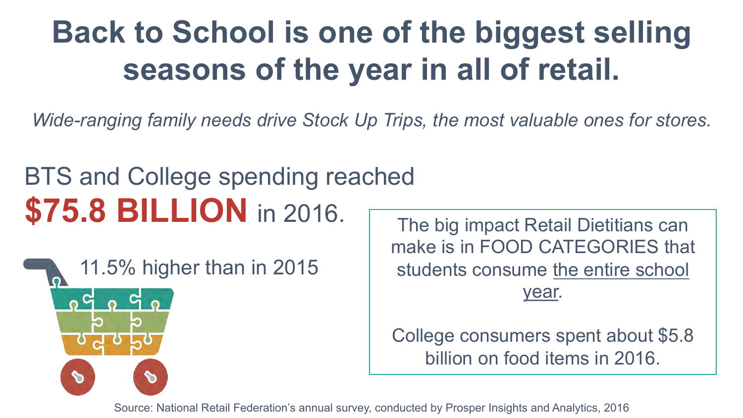# Back to School is one of the biggest selling seasons of the year in all of retail.

*Wide-ranging family needs drive Stock Up Trips, the most valuable ones for stores.*

BTS and College spending reached **$75.8 BILLION** in 2016.

11.5% higher than in 2015

The big impact Retail Dietitians can make is in FOOD CATEGORIES that students consume the entire school year.

College consumers spent about $5.8 billion on food items in 2016.

Source: National Retail Federation's annual survey, conducted by Prosper Insights and Analytics, 2016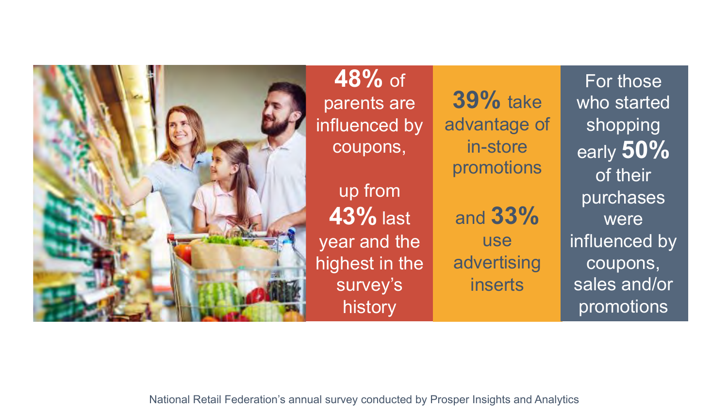**48%** of parents are influenced by coupons,

up from **43%** last year and the highest in the survey's history

**39%** take advantage of in-store promotions

and **33%** use advertising inserts

For those who started shopping early **50%** of their purchases were influenced by coupons, sales and/or promotions

National Retail Federation's annual survey conducted by Prosper Insights and Analytics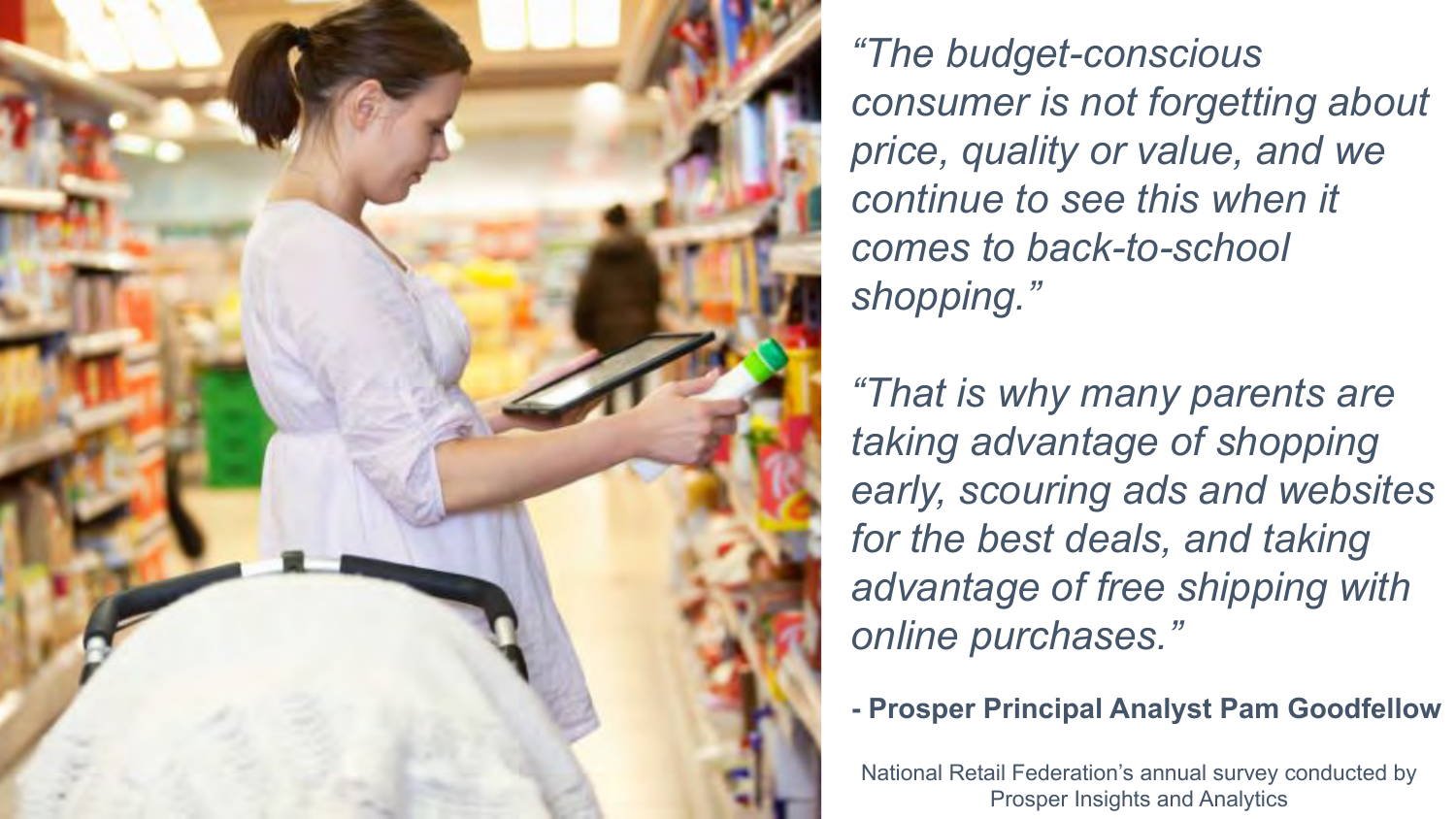*"The budget-conscious consumer is not forgetting about price, quality or value, and we continue to see this when it comes to back-to-school shopping."*

*"That is why many parents are taking advantage of shopping early, scouring ads and websites for the best deals, and taking advantage of free shipping with online purchases."*

**- Prosper Principal Analyst Pam Goodfellow**

National Retail Federation's annual survey conducted by Prosper Insights and Analytics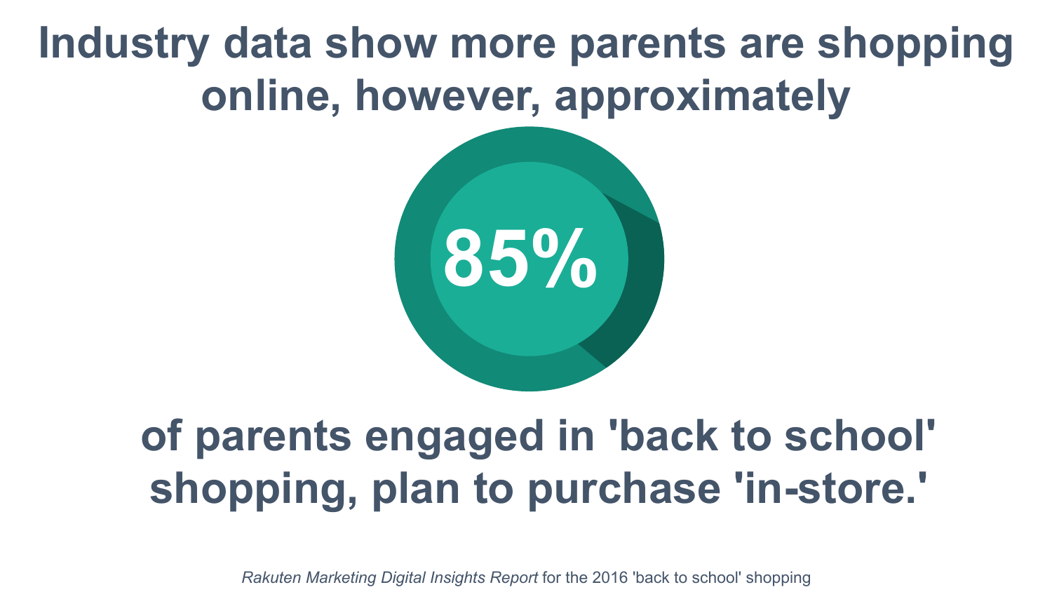# Industry data show more parents are shopping online, however, approximately

# 85%

# of parents engaged in 'back to school' shopping, plan to purchase 'in-store.'

*Rakuten Marketing Digital Insights Report* for the 2016 'back to school' shopping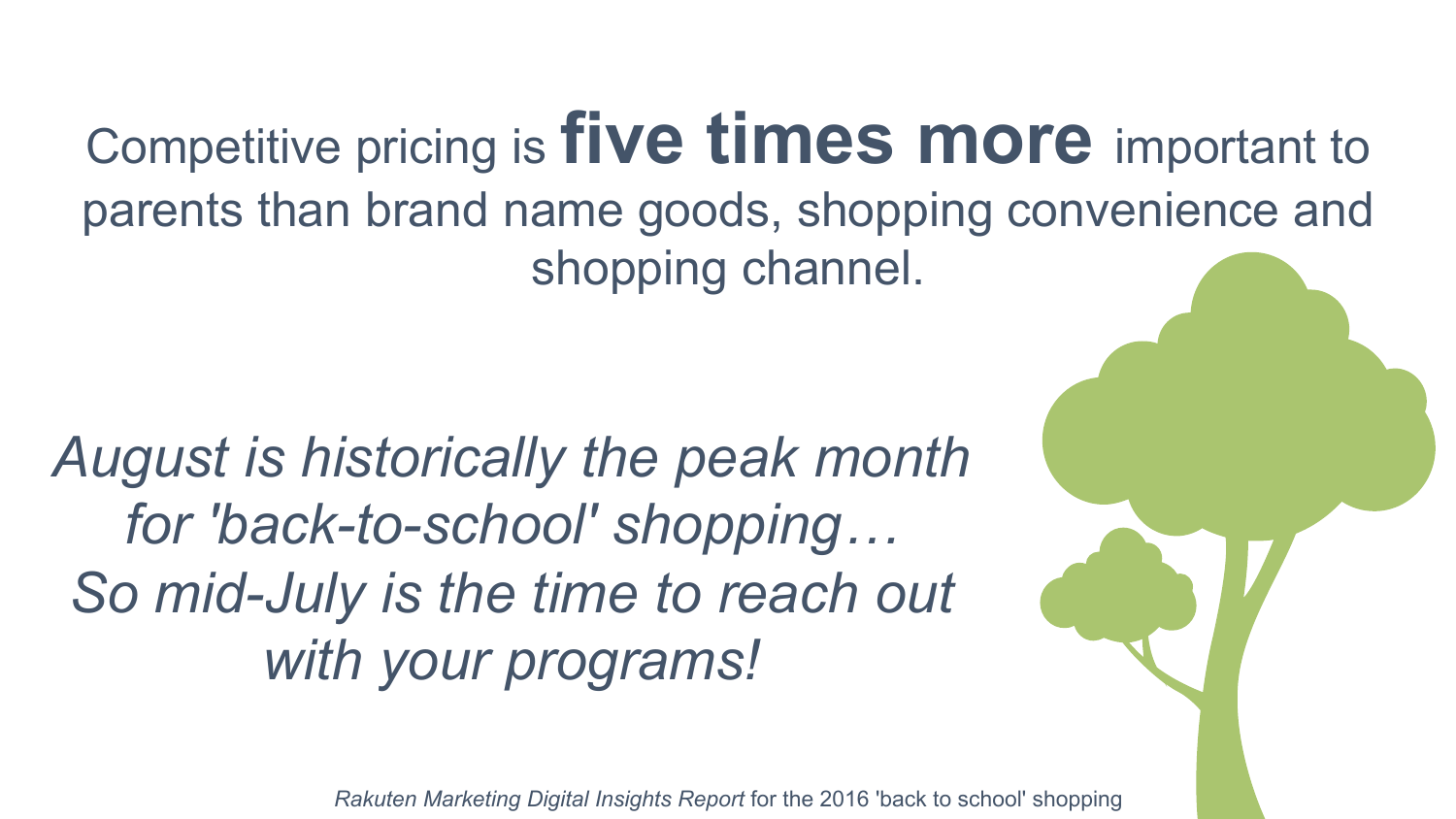Competitive pricing is **five times more** important to parents than brand name goods, shopping convenience and shopping channel.

*August is historically the peak month for 'back-to-school' shopping… So mid-July is the time to reach out with your programs!*

*Rakuten Marketing Digital Insights Report* for the 2016 'back to school' shopping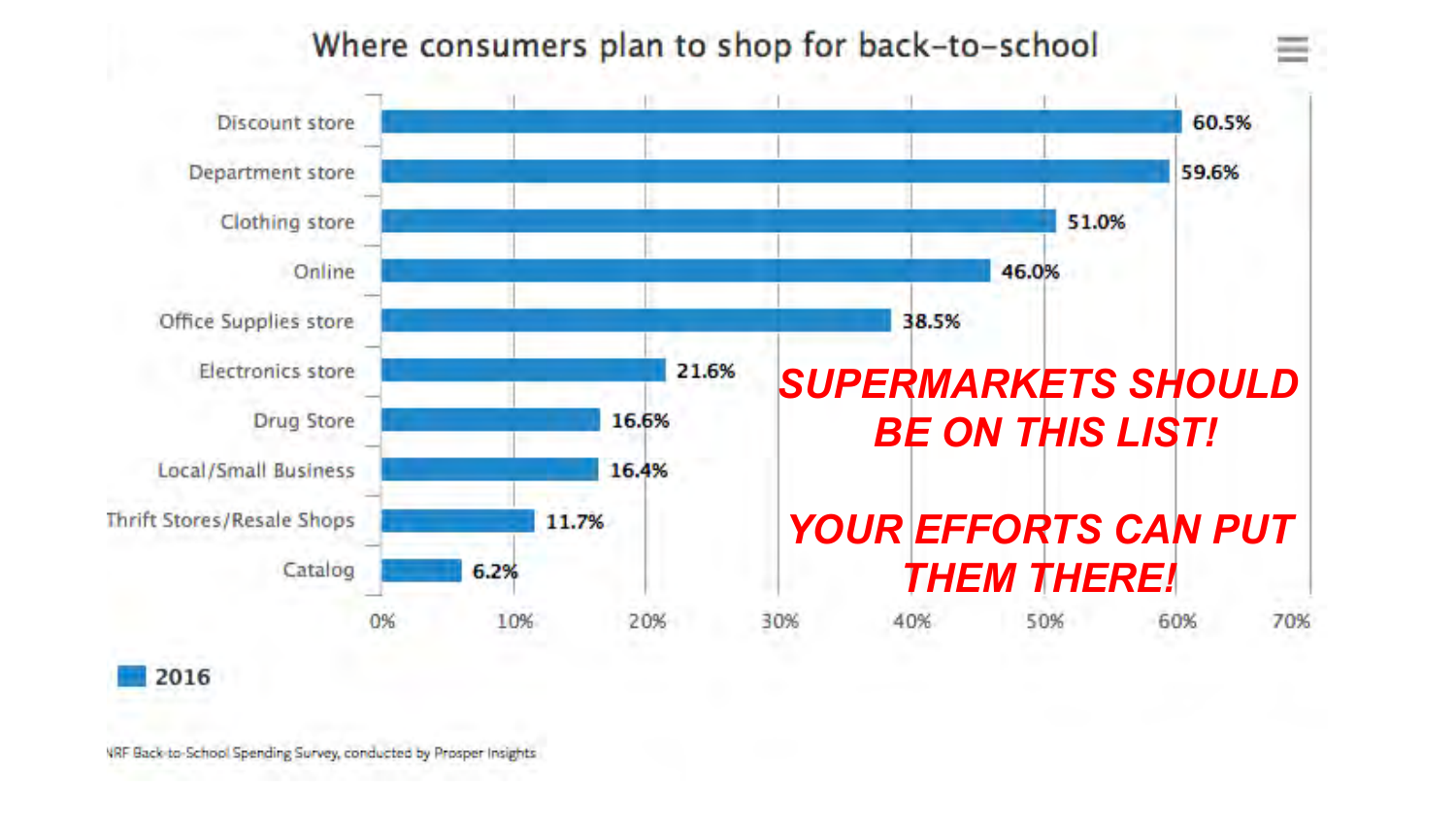# Where consumers plan to shop for back-to-school

| Store type | 2016 |
|---|---|
| Discount store | 60.5% |
| Department store | 59.6% |
| Clothing store | 51.0% |
| Online | 46.0% |
| Office Supplies store | 38.5% |
| Electronics store | 21.6% |
| Drug Store | 16.6% |
| Local/Small Business | 16.4% |
| Thrift Stores/Resale Shops | 11.7% |
| Catalog | 6.2% |

**SUPERMARKETS SHOULD BE ON THIS LIST!**

**YOUR EFFORTS CAN PUT THEM THERE!**

NRF Back-to-School Spending Survey, conducted by Prosper Insights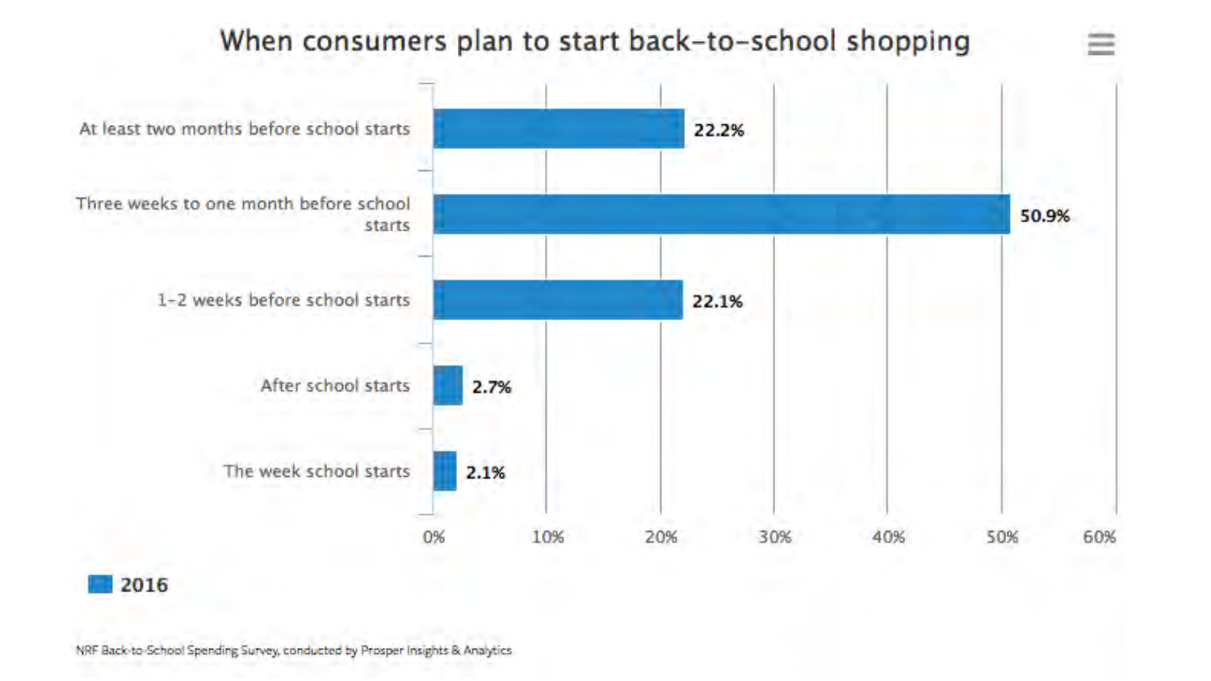## When consumers plan to start back-to-school shopping

| | 2016 |
| --- | --- |
| At least two months before school starts | 22.2% |
| Three weeks to one month before school starts | 50.9% |
| 1-2 weeks before school starts | 22.1% |
| After school starts | 2.7% |
| The week school starts | 2.1% |

NRF Back-to-School Spending Survey, conducted by Prosper Insights & Analytics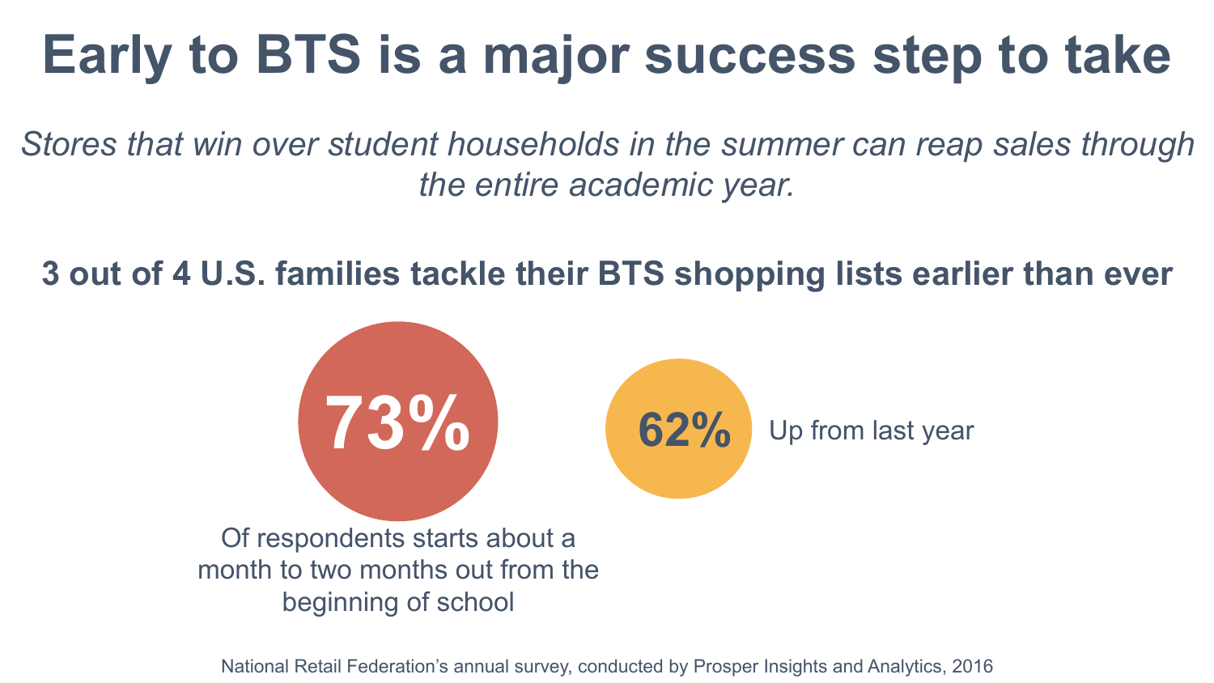# Early to BTS is a major success step to take

*Stores that win over student households in the summer can reap sales through the entire academic year.*

**3 out of 4 U.S. families tackle their BTS shopping lists earlier than ever**

**73%**

Of respondents starts about a month to two months out from the beginning of school

**62%**

Up from last year

National Retail Federation's annual survey, conducted by Prosper Insights and Analytics, 2016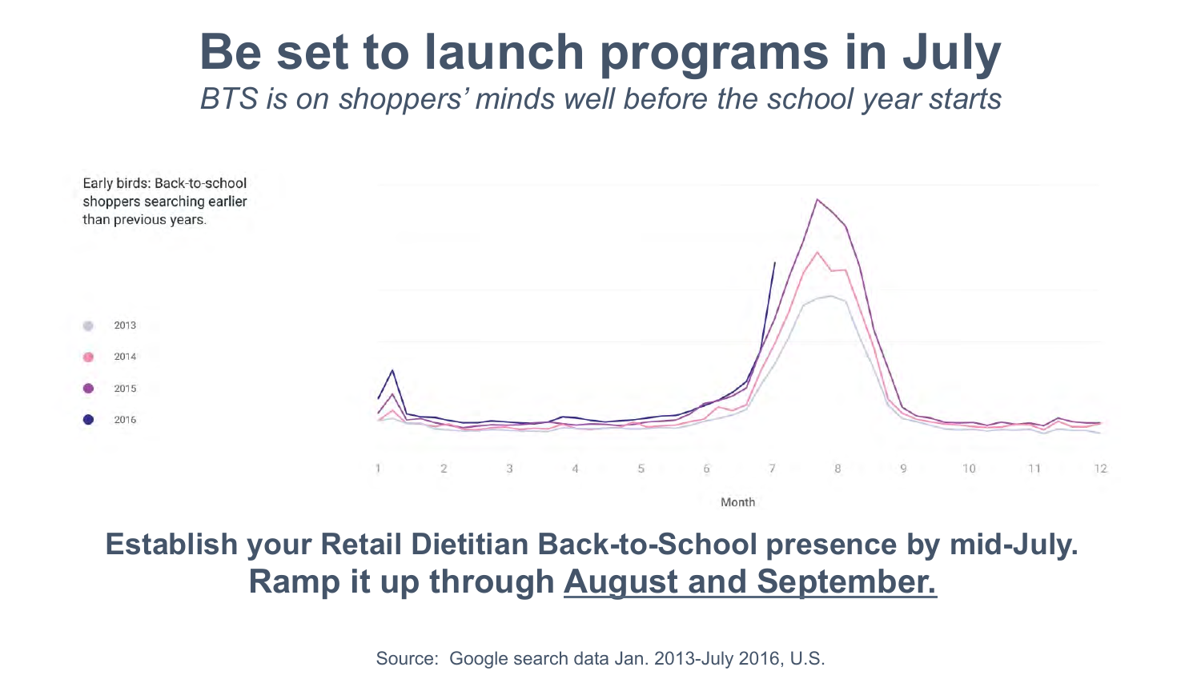# Be set to launch programs in July

*BTS is on shoppers' minds well before the school year starts*

Early birds: Back-to-school shoppers searching earlier than previous years.

- 2013
- 2014
- 2015
- 2016

1 2 3 4 5 6 7 8 9 10 11 12

Month

**Establish your Retail Dietitian Back-to-School presence by mid-July.**
**Ramp it up through <u>August and September.</u>**

Source: Google search data Jan. 2013-July 2016, U.S.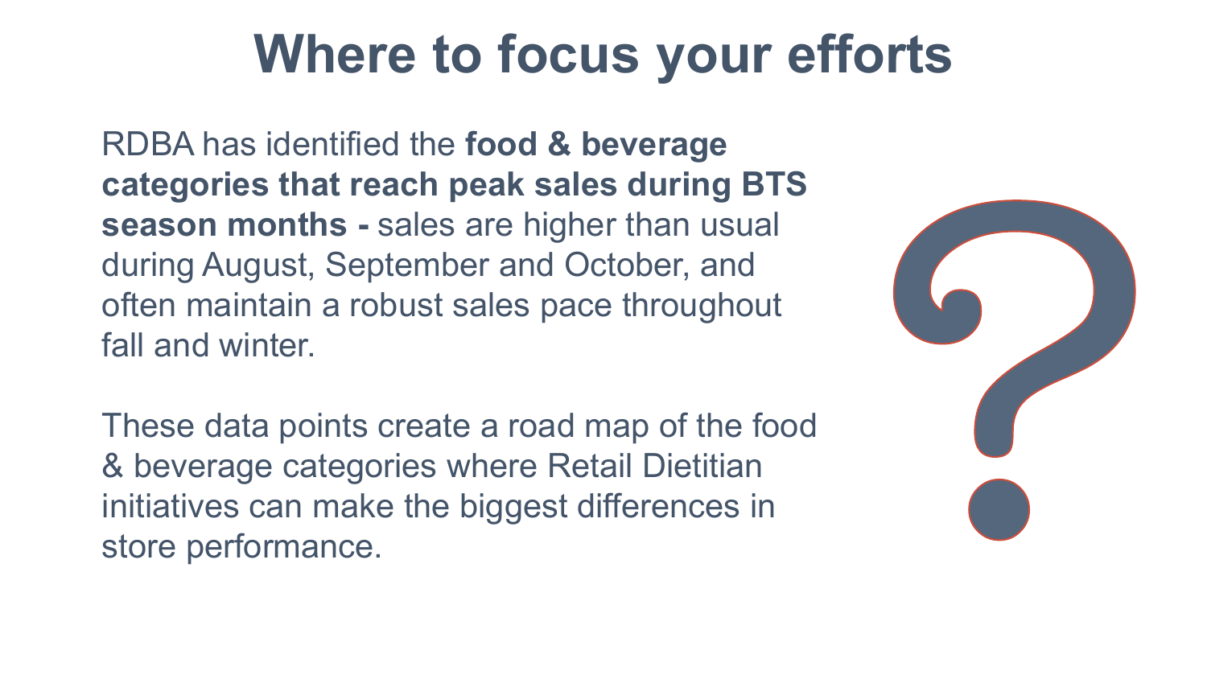# Where to focus your efforts

RDBA has identified the **food & beverage categories that reach peak sales during BTS season months -** sales are higher than usual during August, September and October, and often maintain a robust sales pace throughout fall and winter.

These data points create a road map of the food & beverage categories where Retail Dietitian initiatives can make the biggest differences in store performance.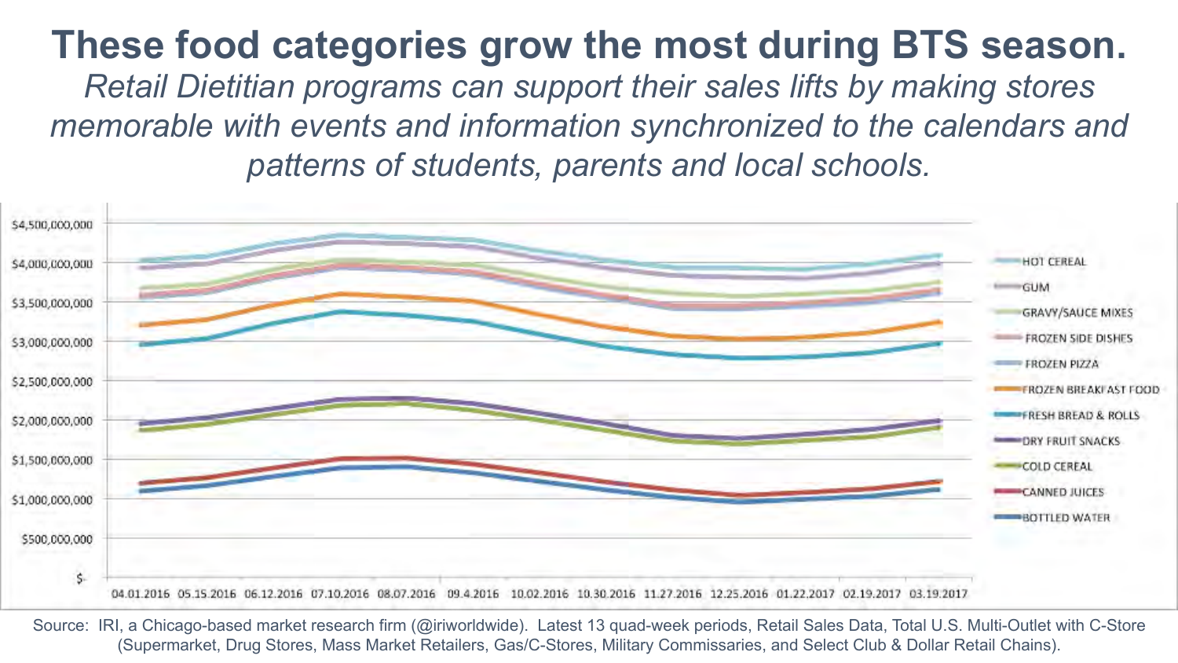# These food categories grow the most during BTS season.

*Retail Dietitian programs can support their sales lifts by making stores memorable with events and information synchronized to the calendars and patterns of students, parents and local schools.*

$4,500,000,000
$4,000,000,000
$3,500,000,000
$3,000,000,000
$2,500,000,000
$2,000,000,000
$1,500,000,000
$1,000,000,000
$500,000,000
$-

04.01.2016 05.15.2016 06.12.2016 07.10.2016 08.07.2016 09.4.2016 10.02.2016 10.30.2016 11.27.2016 12.25.2016 01.22.2017 02.19.2017 03.19.2017

- HOT CEREAL
- GUM
- GRAVY/SAUCE MIXES
- FROZEN SIDE DISHES
- FROZEN PIZZA
- FROZEN BREAKFAST FOOD
- FRESH BREAD & ROLLS
- DRY FRUIT SNACKS
- COLD CEREAL
- CANNED JUICES
- BOTTLED WATER

Source: IRI, a Chicago-based market research firm (@iriworldwide). Latest 13 quad-week periods, Retail Sales Data, Total U.S. Multi-Outlet with C-Store (Supermarket, Drug Stores, Mass Market Retailers, Gas/C-Stores, Military Commissaries, and Select Club & Dollar Retail Chains).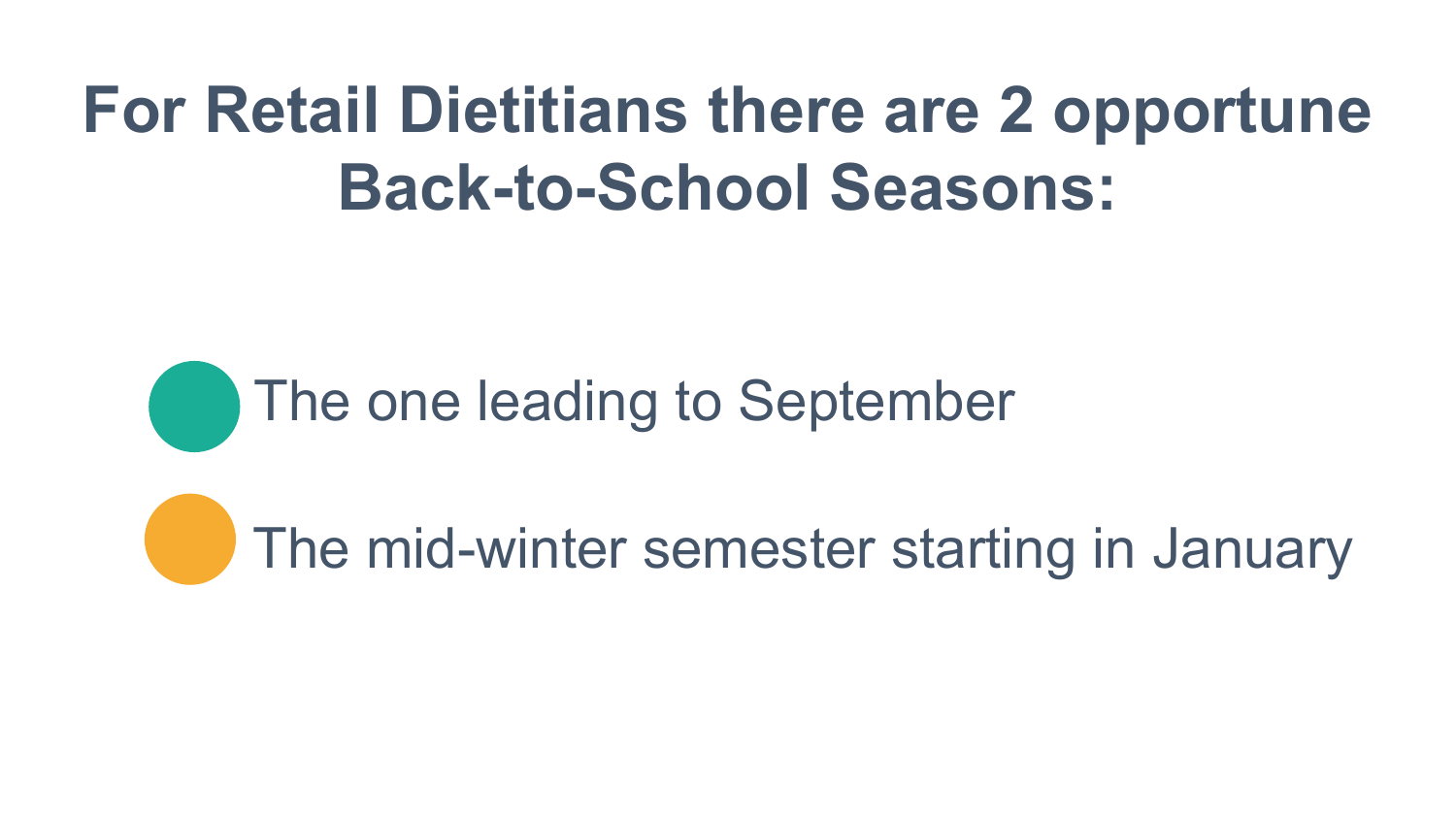# For Retail Dietitians there are 2 opportune Back-to-School Seasons:

- The one leading to September
- The mid-winter semester starting in January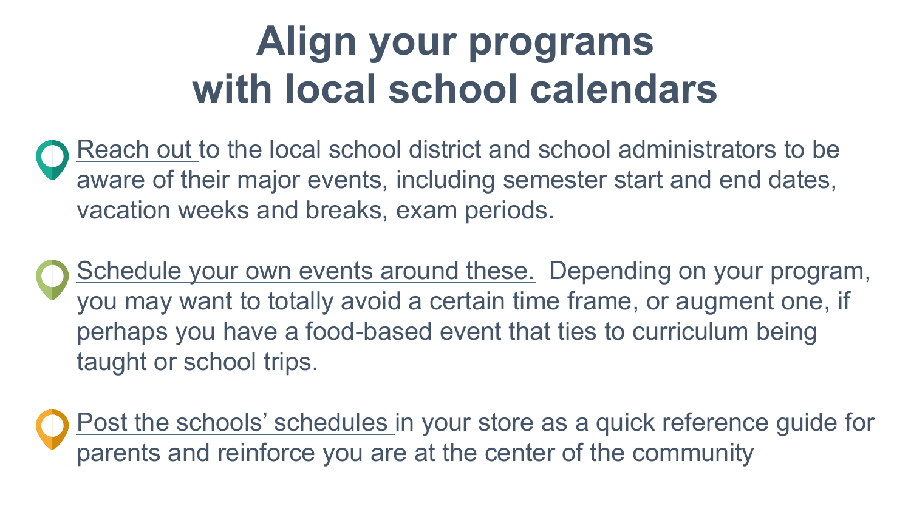# Align your programs with local school calendars

- Reach out to the local school district and school administrators to be aware of their major events, including semester start and end dates, vacation weeks and breaks, exam periods.
- Schedule your own events around these. Depending on your program, you may want to totally avoid a certain time frame, or augment one, if perhaps you have a food-based event that ties to curriculum being taught or school trips.
- Post the schools' schedules in your store as a quick reference guide for parents and reinforce you are at the center of the community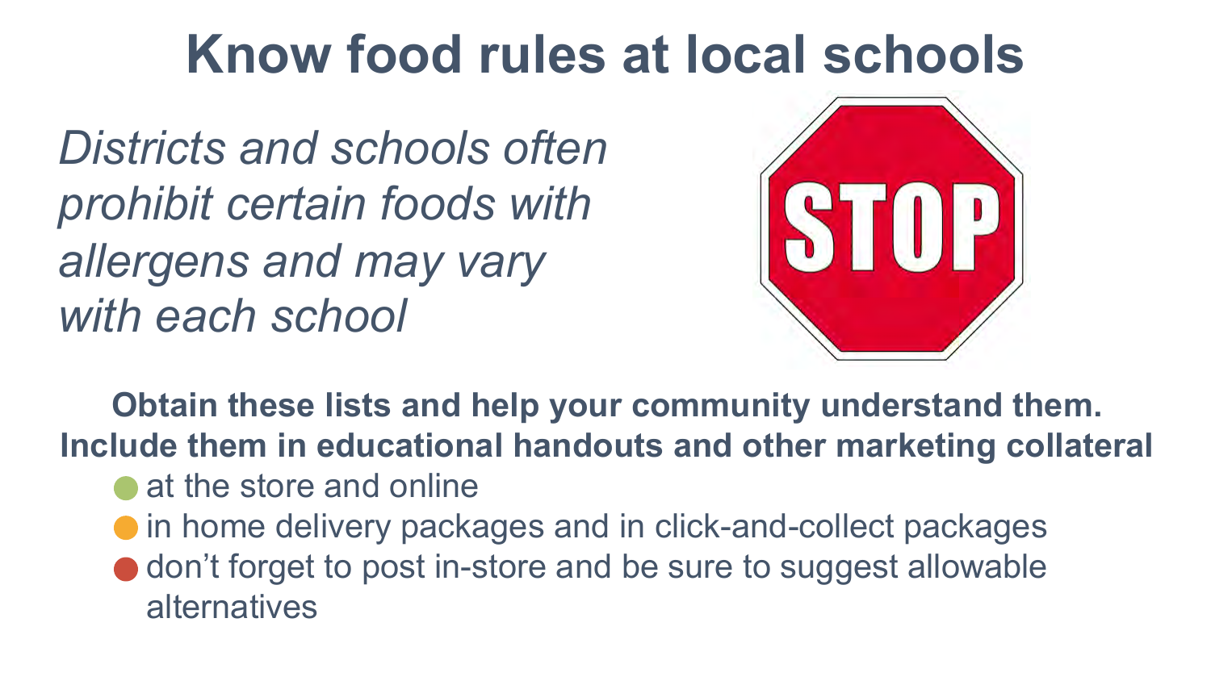# Know food rules at local schools

*Districts and schools often prohibit certain foods with allergens and may vary with each school*

STOP

**Obtain these lists and help your community understand them. Include them in educational handouts and other marketing collateral**

- at the store and online
- in home delivery packages and in click-and-collect packages
- don't forget to post in-store and be sure to suggest allowable alternatives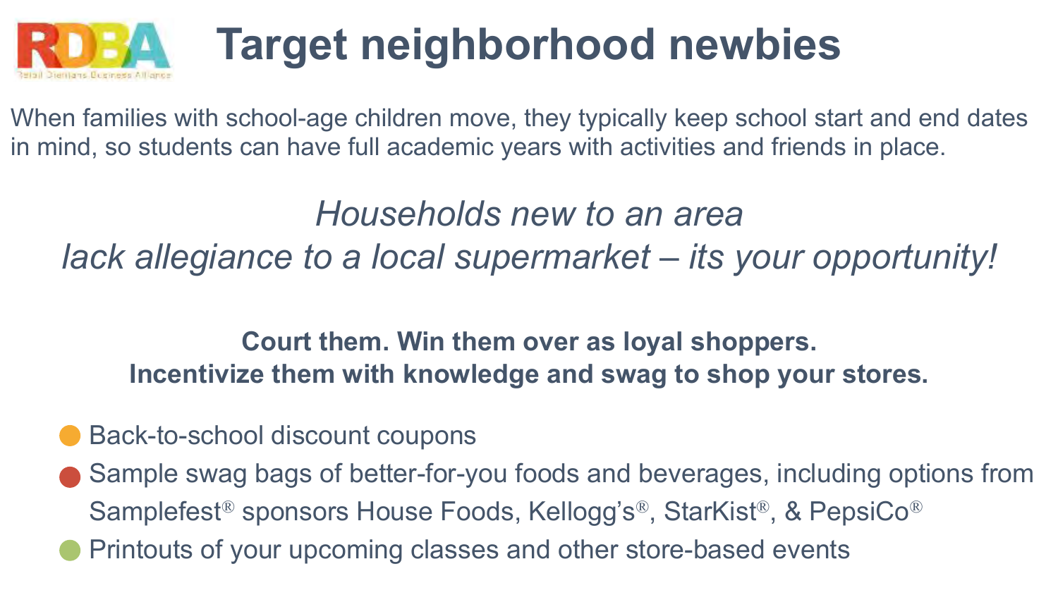# Target neighborhood newbies

When families with school-age children move, they typically keep school start and end dates in mind, so students can have full academic years with activities and friends in place.

*Households new to an area*
*lack allegiance to a local supermarket – its your opportunity!*

**Court them. Win them over as loyal shoppers.**
**Incentivize them with knowledge and swag to shop your stores.**

- Back-to-school discount coupons
- Sample swag bags of better-for-you foods and beverages, including options from Samplefest® sponsors House Foods, Kellogg's®, StarKist®, & PepsiCo®
- Printouts of your upcoming classes and other store-based events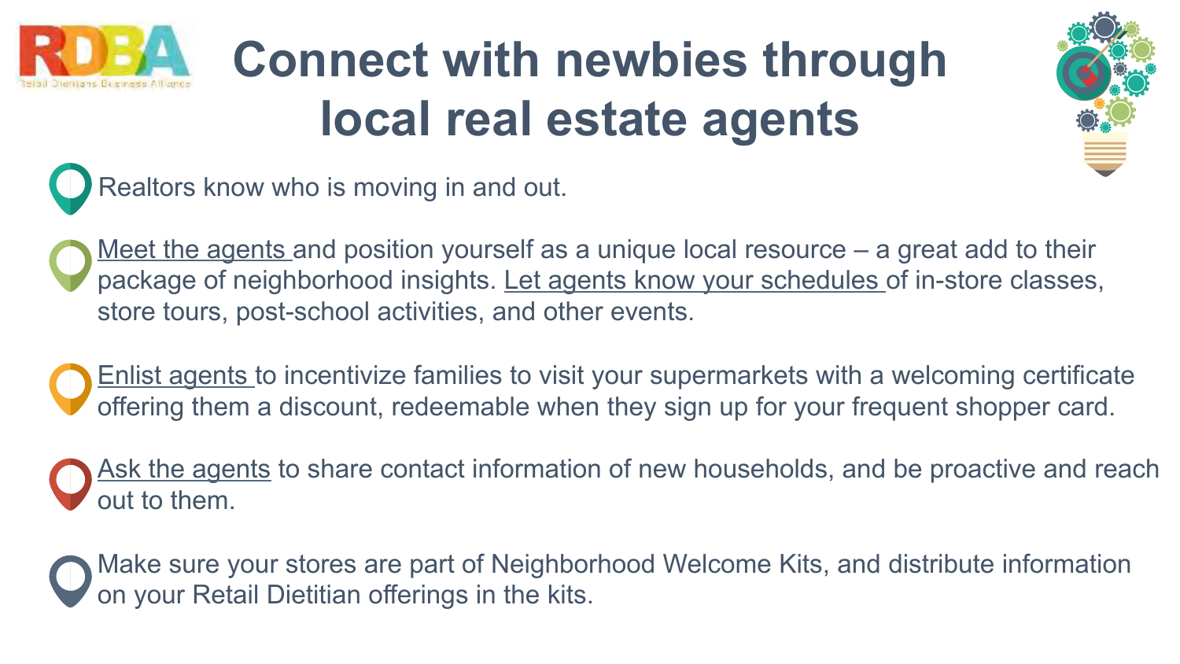# Connect with newbies through local real estate agents

- Realtors know who is moving in and out.
- Meet the agents and position yourself as a unique local resource – a great add to their package of neighborhood insights. Let agents know your schedules of in-store classes, store tours, post-school activities, and other events.
- Enlist agents to incentivize families to visit your supermarkets with a welcoming certificate offering them a discount, redeemable when they sign up for your frequent shopper card.
- Ask the agents to share contact information of new households, and be proactive and reach out to them.
- Make sure your stores are part of Neighborhood Welcome Kits, and distribute information on your Retail Dietitian offerings in the kits.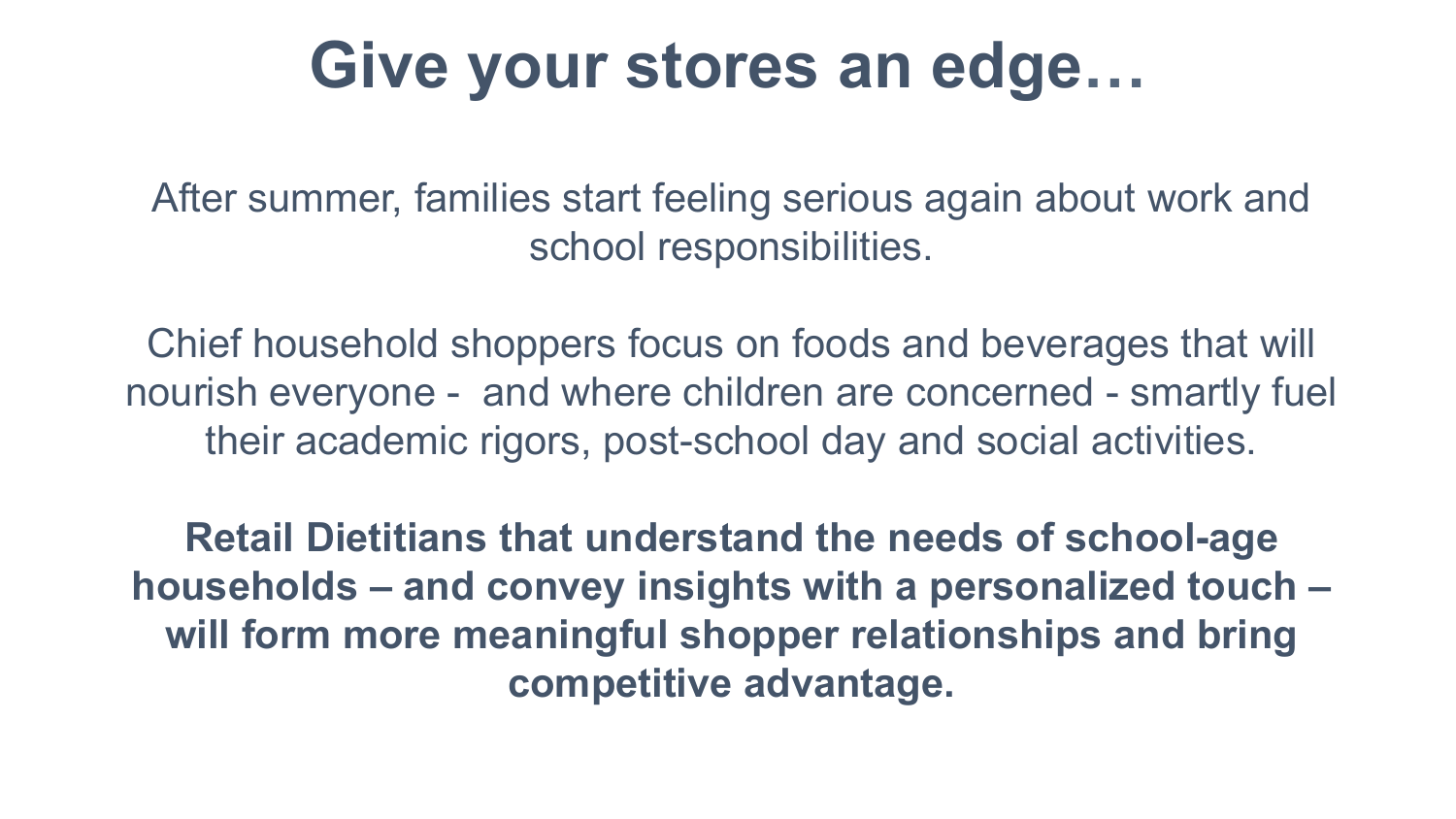# Give your stores an edge…

After summer, families start feeling serious again about work and school responsibilities.

Chief household shoppers focus on foods and beverages that will nourish everyone - and where children are concerned - smartly fuel their academic rigors, post-school day and social activities.

**Retail Dietitians that understand the needs of school-age households – and convey insights with a personalized touch – will form more meaningful shopper relationships and bring competitive advantage.**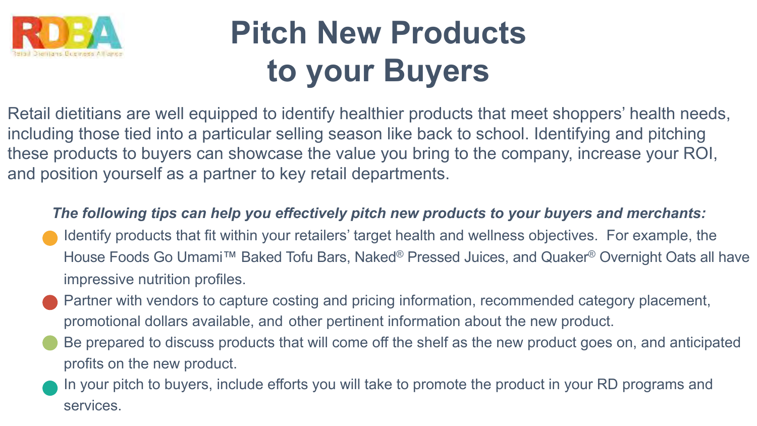# Pitch New Products to your Buyers

Retail dietitians are well equipped to identify healthier products that meet shoppers' health needs, including those tied into a particular selling season like back to school. Identifying and pitching these products to buyers can showcase the value you bring to the company, increase your ROI, and position yourself as a partner to key retail departments.

***The following tips can help you effectively pitch new products to your buyers and merchants:***

- Identify products that fit within your retailers' target health and wellness objectives. For example, the House Foods Go Umami™ Baked Tofu Bars, Naked® Pressed Juices, and Quaker® Overnight Oats all have impressive nutrition profiles.
- Partner with vendors to capture costing and pricing information, recommended category placement, promotional dollars available, and other pertinent information about the new product.
- Be prepared to discuss products that will come off the shelf as the new product goes on, and anticipated profits on the new product.
- In your pitch to buyers, include efforts you will take to promote the product in your RD programs and services.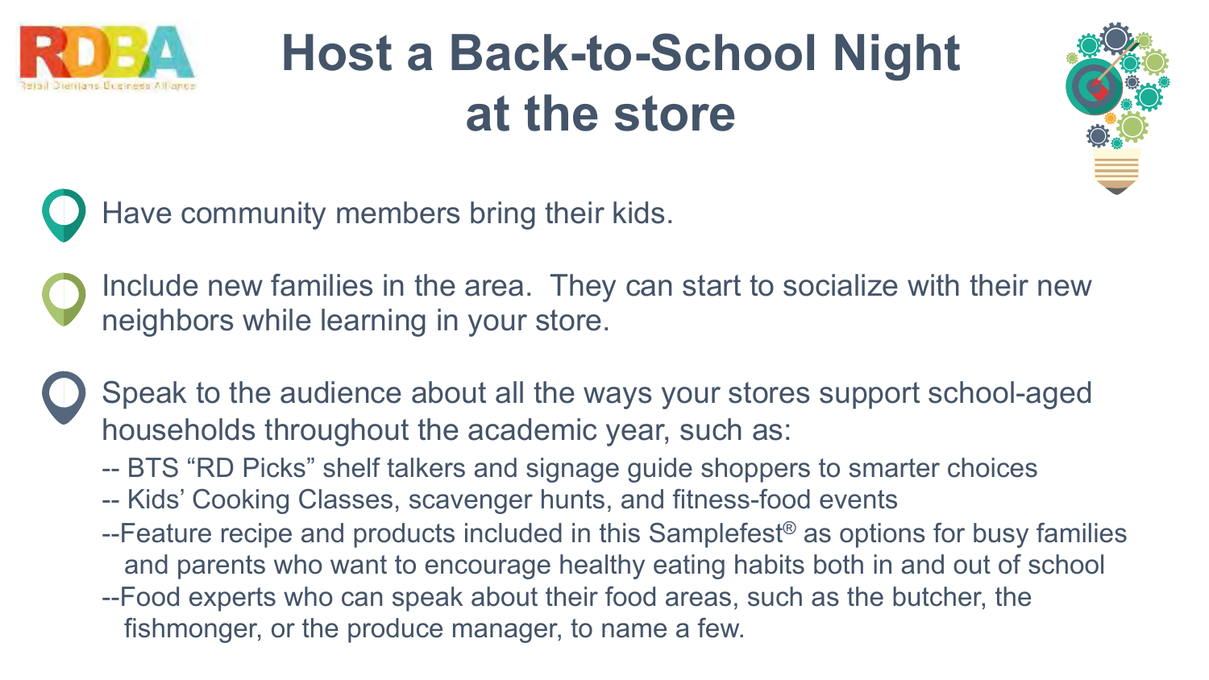# Host a Back-to-School Night at the store

- Have community members bring their kids.
- Include new families in the area. They can start to socialize with their new neighbors while learning in your store.
- Speak to the audience about all the ways your stores support school-aged households throughout the academic year, such as:
  - -- BTS "RD Picks" shelf talkers and signage guide shoppers to smarter choices
  - -- Kids' Cooking Classes, scavenger hunts, and fitness-food events
  - --Feature recipe and products included in this Samplefest® as options for busy families and parents who want to encourage healthy eating habits both in and out of school
  - --Food experts who can speak about their food areas, such as the butcher, the fishmonger, or the produce manager, to name a few.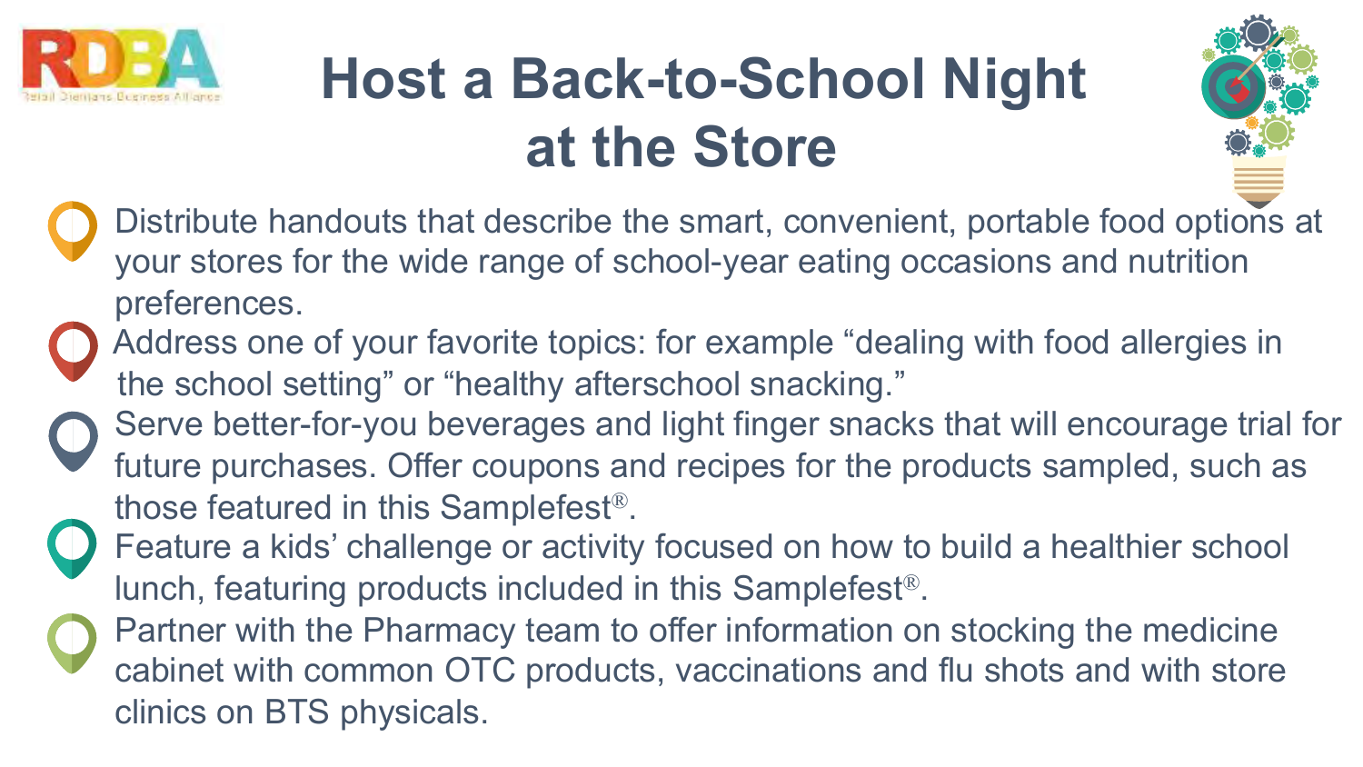# Host a Back-to-School Night at the Store

- Distribute handouts that describe the smart, convenient, portable food options at your stores for the wide range of school-year eating occasions and nutrition preferences.
- Address one of your favorite topics: for example "dealing with food allergies in the school setting" or "healthy afterschool snacking."
- Serve better-for-you beverages and light finger snacks that will encourage trial for future purchases. Offer coupons and recipes for the products sampled, such as those featured in this Samplefest®.
- Feature a kids' challenge or activity focused on how to build a healthier school lunch, featuring products included in this Samplefest®.
- Partner with the Pharmacy team to offer information on stocking the medicine cabinet with common OTC products, vaccinations and flu shots and with store clinics on BTS physicals.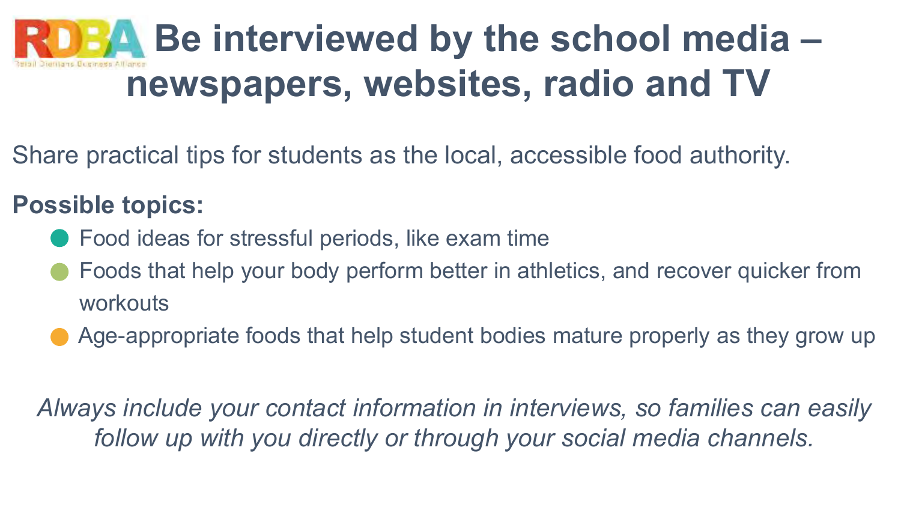# Be interviewed by the school media – newspapers, websites, radio and TV

Share practical tips for students as the local, accessible food authority.

**Possible topics:**

- Food ideas for stressful periods, like exam time
- Foods that help your body perform better in athletics, and recover quicker from workouts
- Age-appropriate foods that help student bodies mature properly as they grow up

*Always include your contact information in interviews, so families can easily follow up with you directly or through your social media channels.*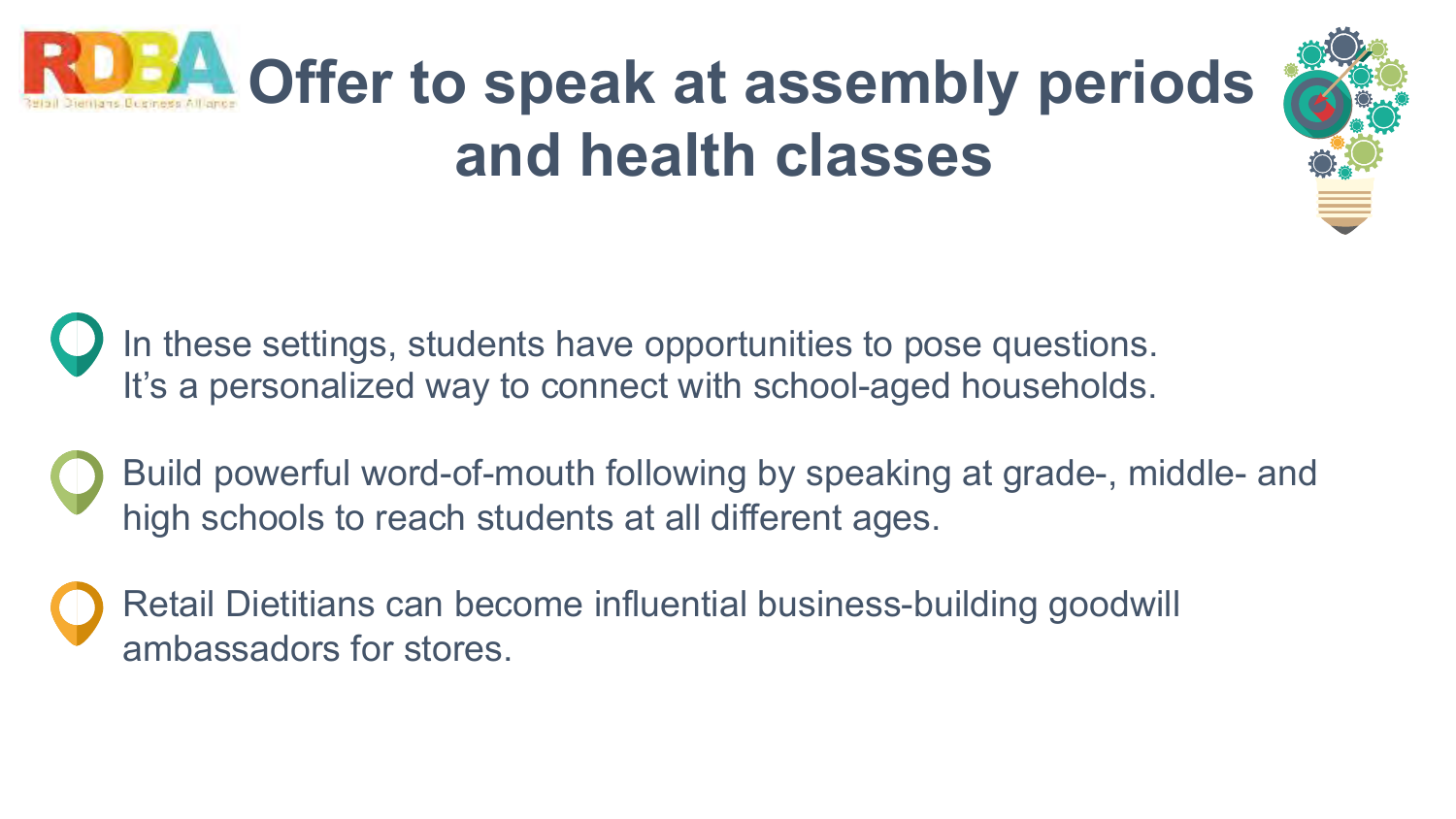# Offer to speak at assembly periods and health classes

- In these settings, students have opportunities to pose questions. It's a personalized way to connect with school-aged households.
- Build powerful word-of-mouth following by speaking at grade-, middle- and high schools to reach students at all different ages.
- Retail Dietitians can become influential business-building goodwill ambassadors for stores.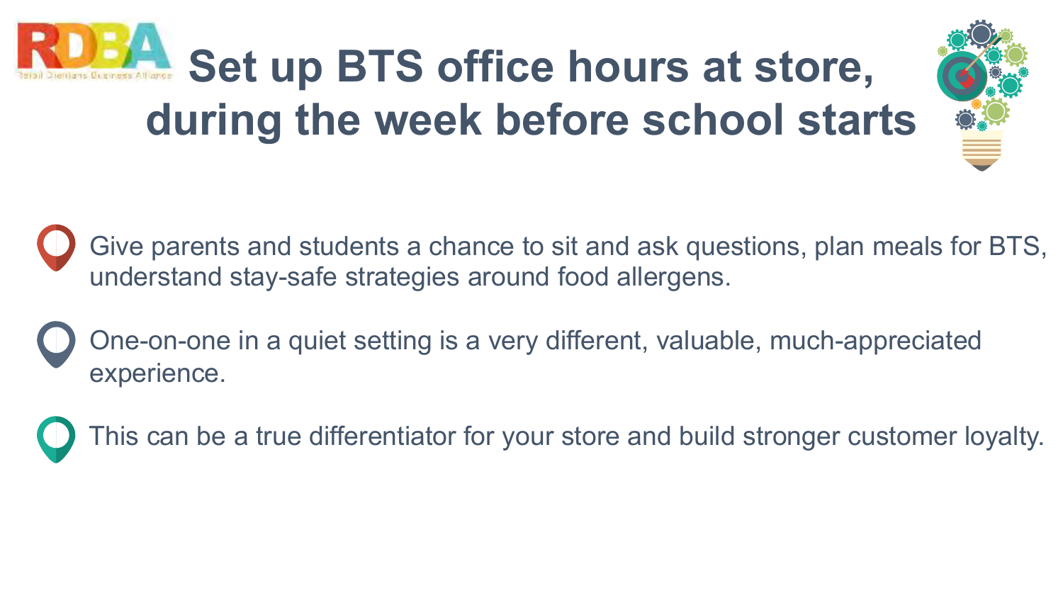# Set up BTS office hours at store, during the week before school starts

- Give parents and students a chance to sit and ask questions, plan meals for BTS, understand stay-safe strategies around food allergens.
- One-on-one in a quiet setting is a very different, valuable, much-appreciated experience.
- This can be a true differentiator for your store and build stronger customer loyalty.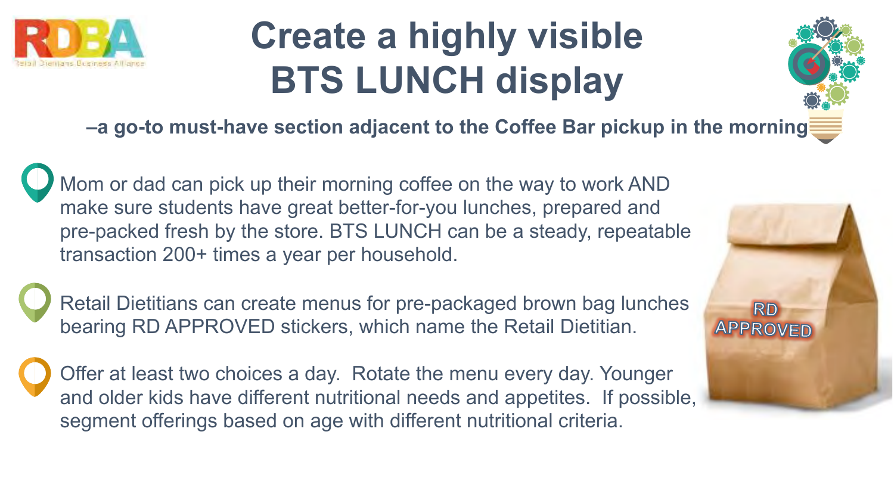# Create a highly visible BTS LUNCH display

**–a go-to must-have section adjacent to the Coffee Bar pickup in the morning**

- Mom or dad can pick up their morning coffee on the way to work AND make sure students have great better-for-you lunches, prepared and pre-packed fresh by the store. BTS LUNCH can be a steady, repeatable transaction 200+ times a year per household.
- Retail Dietitians can create menus for pre-packaged brown bag lunches bearing RD APPROVED stickers, which name the Retail Dietitian.
- Offer at least two choices a day. Rotate the menu every day. Younger and older kids have different nutritional needs and appetites. If possible, segment offerings based on age with different nutritional criteria.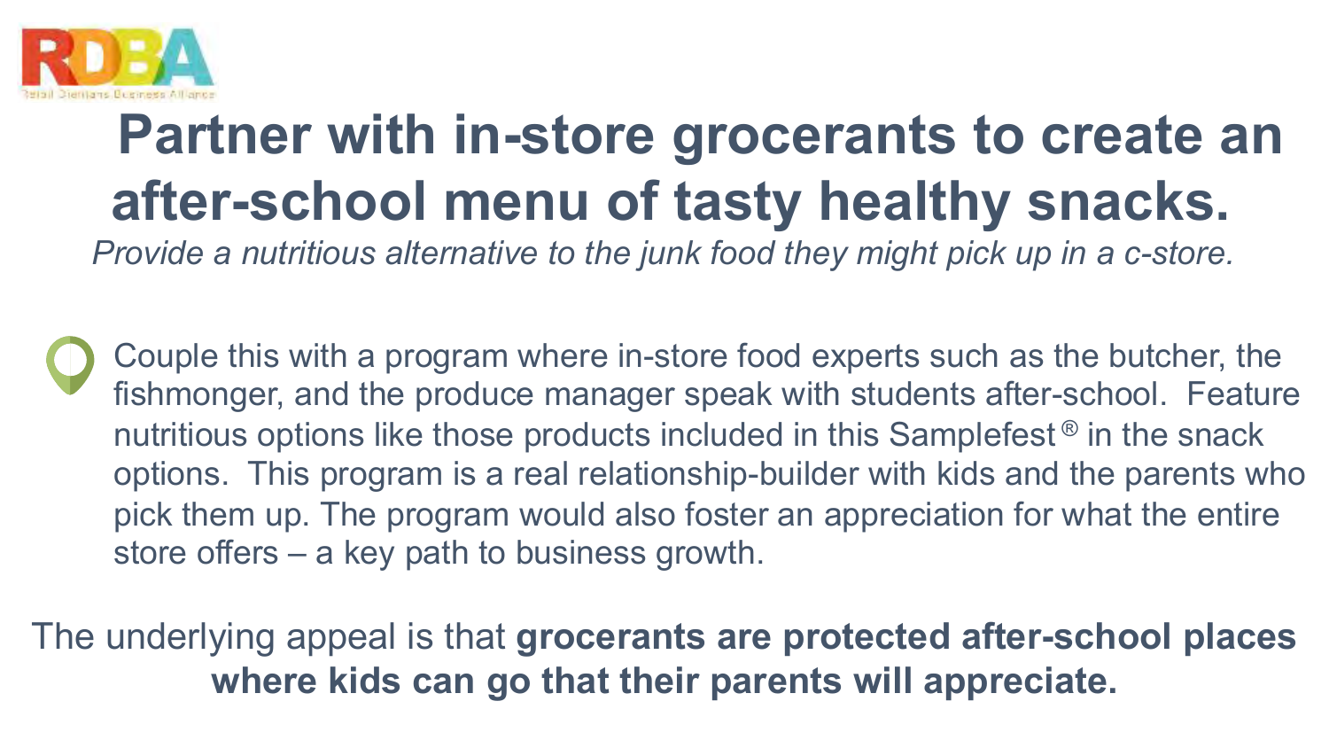RDBA
Retail Dietitians Business Alliance

# Partner with in-store grocerants to create an after-school menu of tasty healthy snacks.

*Provide a nutritious alternative to the junk food they might pick up in a c-store.*

- Couple this with a program where in-store food experts such as the butcher, the fishmonger, and the produce manager speak with students after-school. Feature nutritious options like those products included in this Samplefest® in the snack options. This program is a real relationship-builder with kids and the parents who pick them up. The program would also foster an appreciation for what the entire store offers – a key path to business growth.

The underlying appeal is that **grocerants are protected after-school places where kids can go that their parents will appreciate.**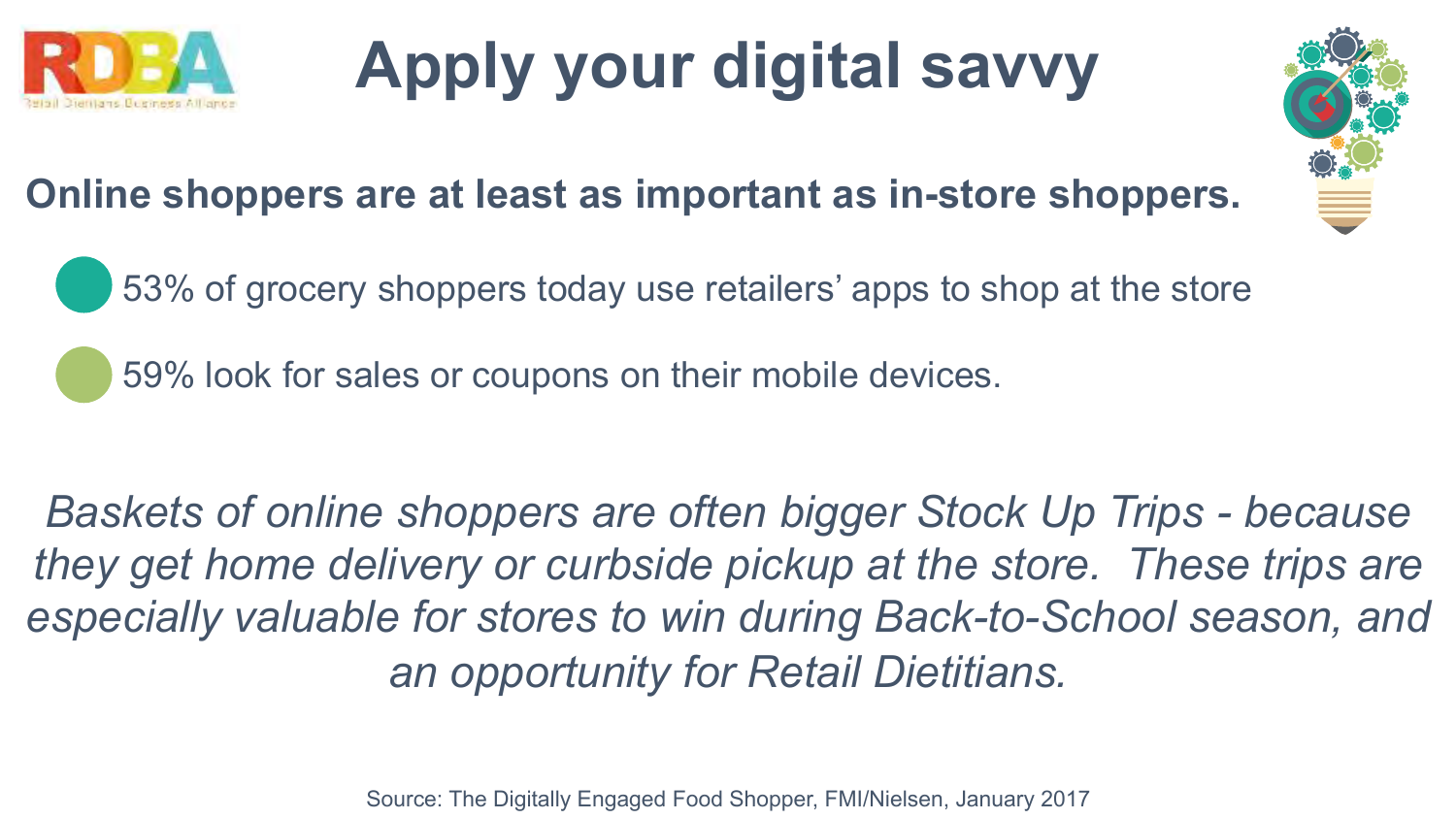# Apply your digital savvy

**Online shoppers are at least as important as in-store shoppers.**

- 53% of grocery shoppers today use retailers' apps to shop at the store
- 59% look for sales or coupons on their mobile devices.

*Baskets of online shoppers are often bigger Stock Up Trips - because they get home delivery or curbside pickup at the store. These trips are especially valuable for stores to win during Back-to-School season, and an opportunity for Retail Dietitians.*

Source: The Digitally Engaged Food Shopper, FMI/Nielsen, January 2017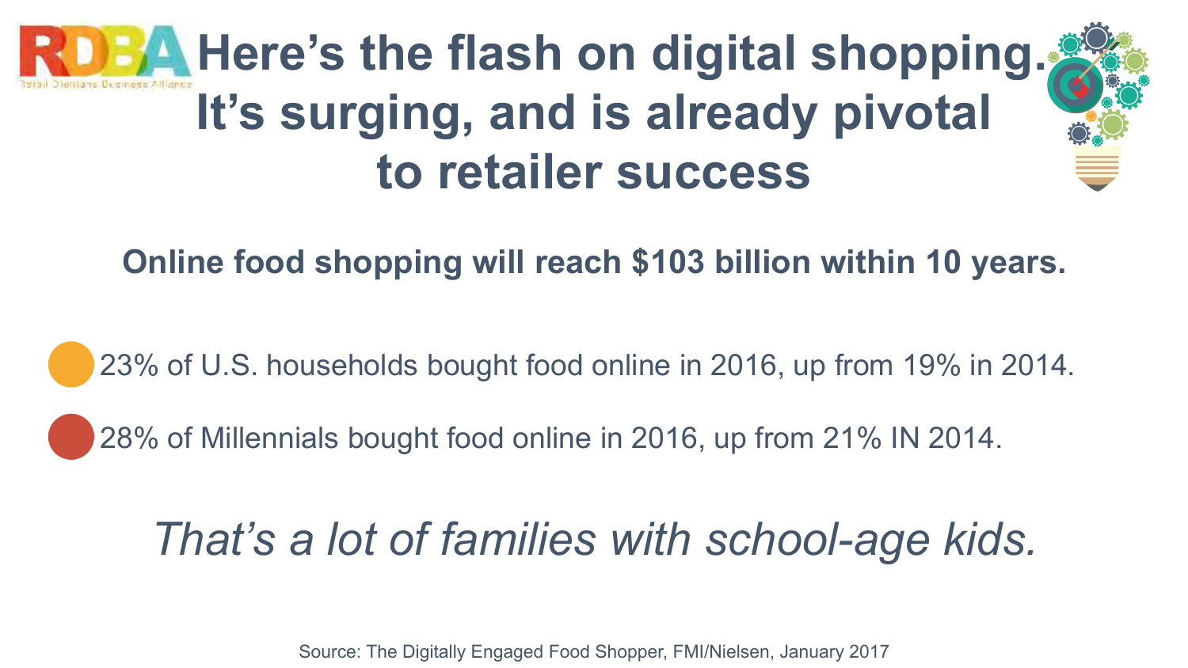# Here's the flash on digital shopping. It's surging, and is already pivotal to retailer success

**Online food shopping will reach $103 billion within 10 years.**

- 23% of U.S. households bought food online in 2016, up from 19% in 2014.
- 28% of Millennials bought food online in 2016, up from 21% IN 2014.

*That's a lot of families with school-age kids.*

Source: The Digitally Engaged Food Shopper, FMI/Nielsen, January 2017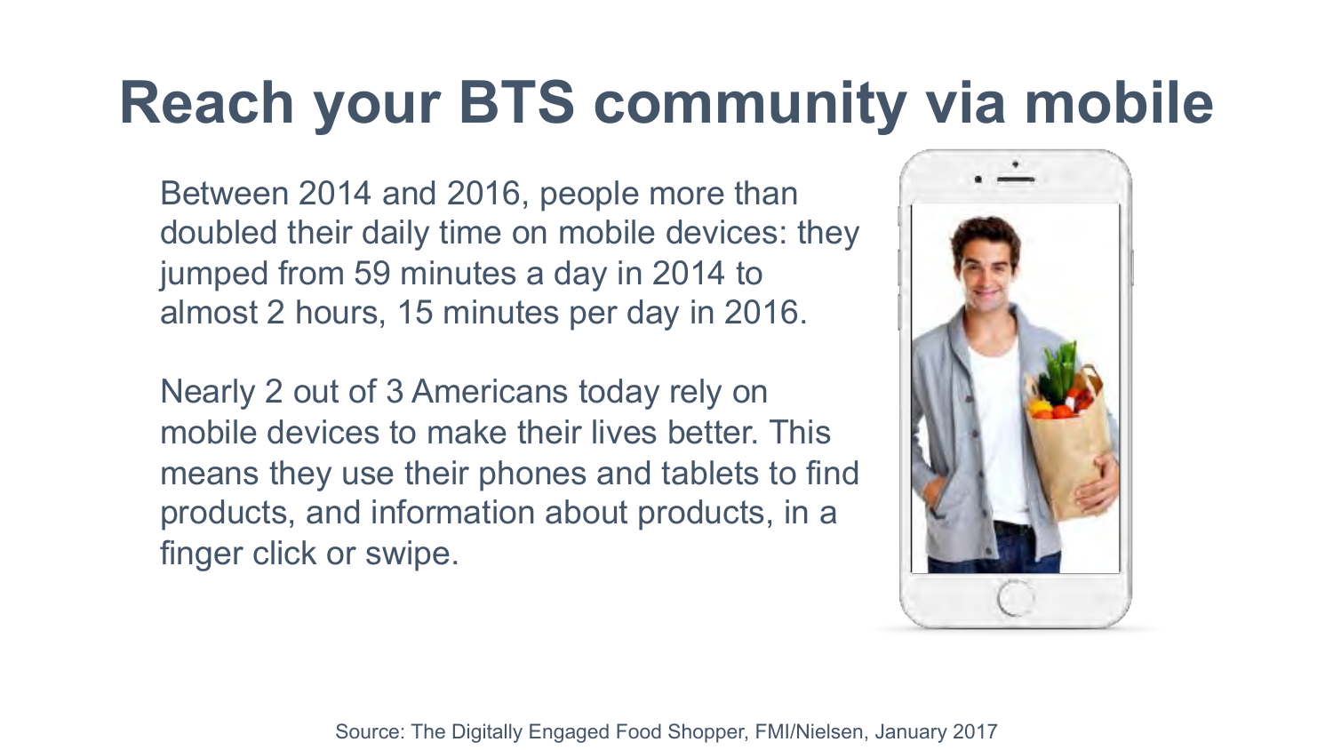# Reach your BTS community via mobile

Between 2014 and 2016, people more than doubled their daily time on mobile devices: they jumped from 59 minutes a day in 2014 to almost 2 hours, 15 minutes per day in 2016.

Nearly 2 out of 3 Americans today rely on mobile devices to make their lives better. This means they use their phones and tablets to find products, and information about products, in a finger click or swipe.

Source: The Digitally Engaged Food Shopper, FMI/Nielsen, January 2017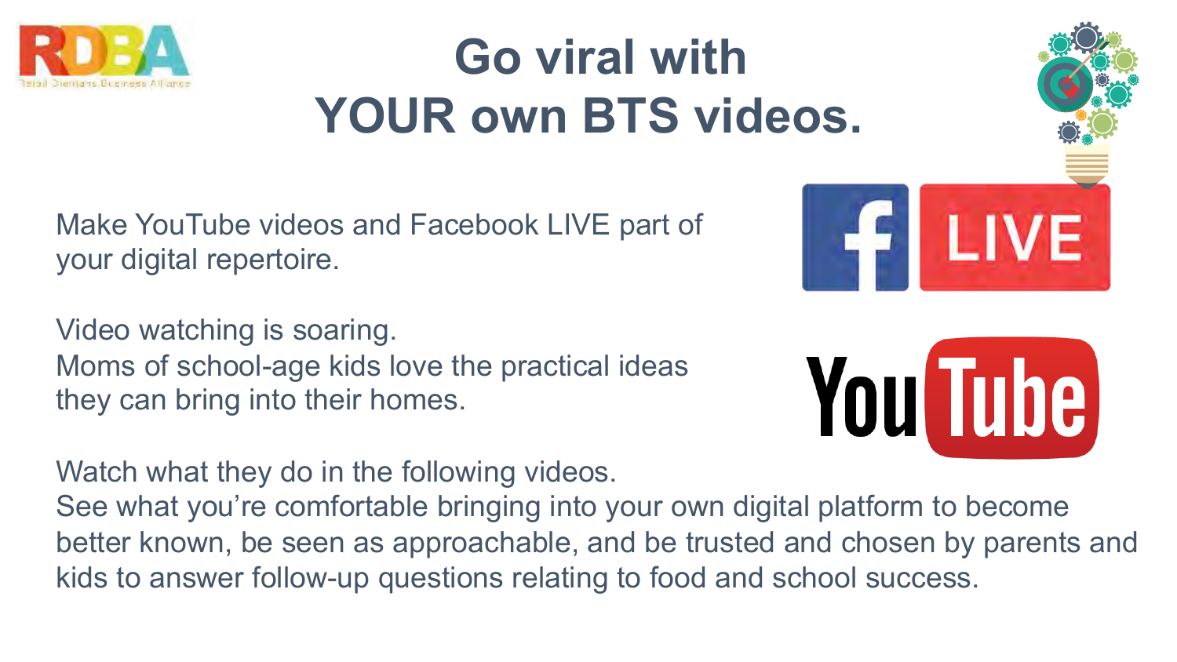# Go viral with YOUR own BTS videos.

Make YouTube videos and Facebook LIVE part of your digital repertoire.

Video watching is soaring.
Moms of school-age kids love the practical ideas they can bring into their homes.

Watch what they do in the following videos.
See what you're comfortable bringing into your own digital platform to become better known, be seen as approachable, and be trusted and chosen by parents and kids to answer follow-up questions relating to food and school success.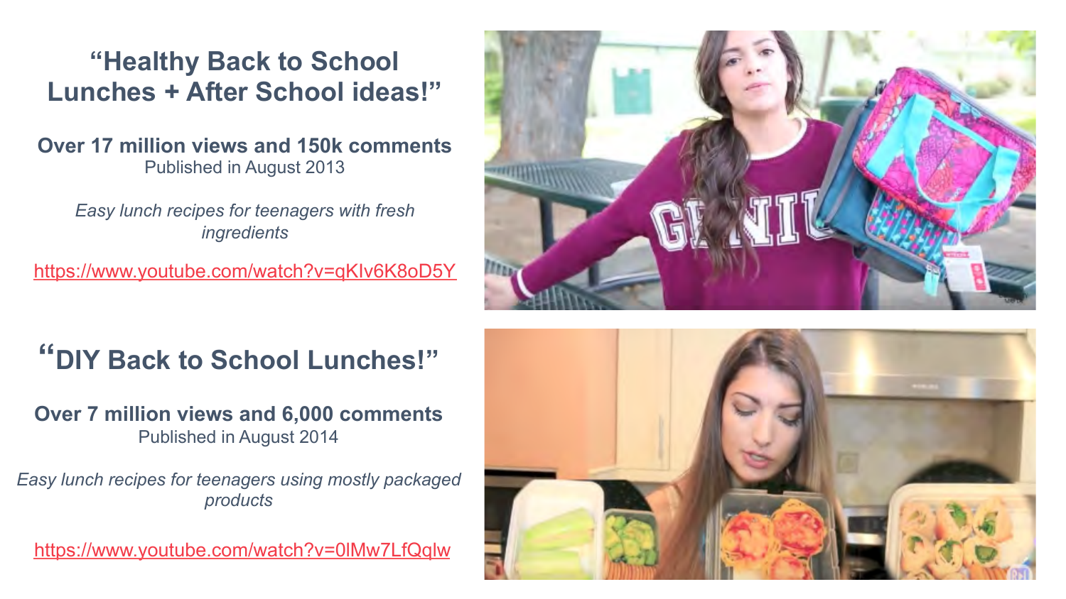## "Healthy Back to School Lunches + After School ideas!"

**Over 17 million views and 150k comments**
Published in August 2013

*Easy lunch recipes for teenagers with fresh ingredients*

https://www.youtube.com/watch?v=qKIv6K8oD5Y

## "DIY Back to School Lunches!"

**Over 7 million views and 6,000 comments**
Published in August 2014

*Easy lunch recipes for teenagers using mostly packaged products*

https://www.youtube.com/watch?v=0lMw7LfQqlw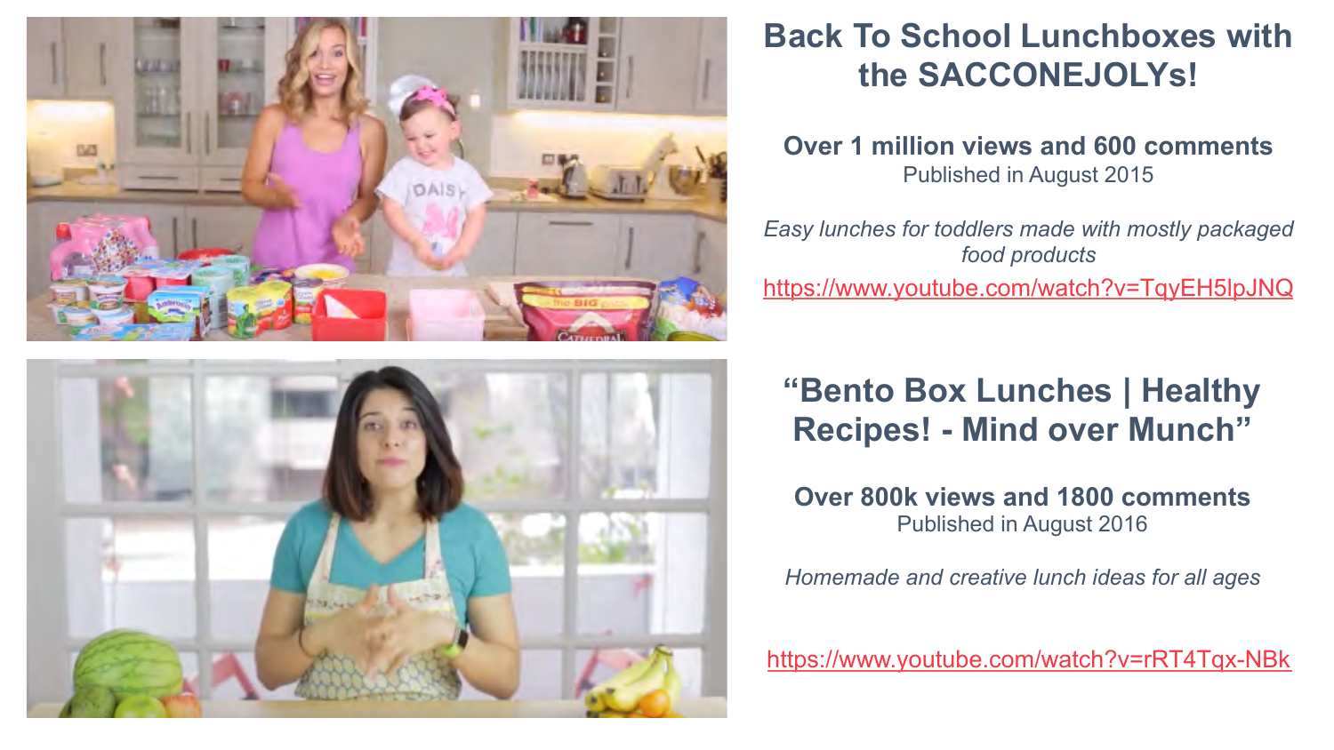## Back To School Lunchboxes with the SACCONEJOLYs!

**Over 1 million views and 600 comments**
Published in August 2015

*Easy lunches for toddlers made with mostly packaged food products*

https://www.youtube.com/watch?v=TqyEH5lpJNQ

## "Bento Box Lunches | Healthy Recipes! - Mind over Munch"

**Over 800k views and 1800 comments**
Published in August 2016

*Homemade and creative lunch ideas for all ages*

https://www.youtube.com/watch?v=rRT4Tqx-NBk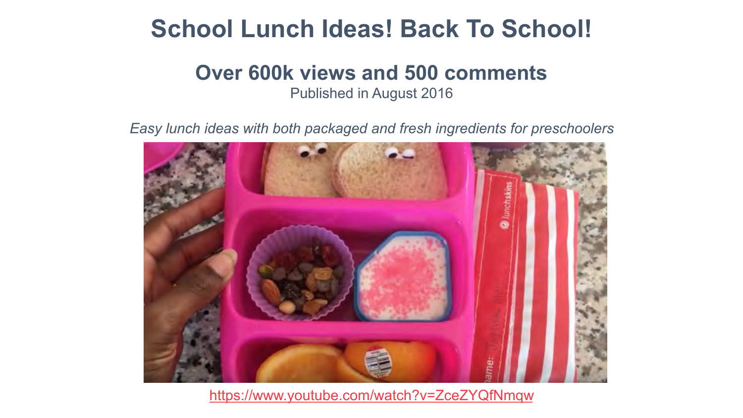# School Lunch Ideas! Back To School!

## Over 600k views and 500 comments

Published in August 2016

*Easy lunch ideas with both packaged and fresh ingredients for preschoolers*

https://www.youtube.com/watch?v=ZceZYQfNmqw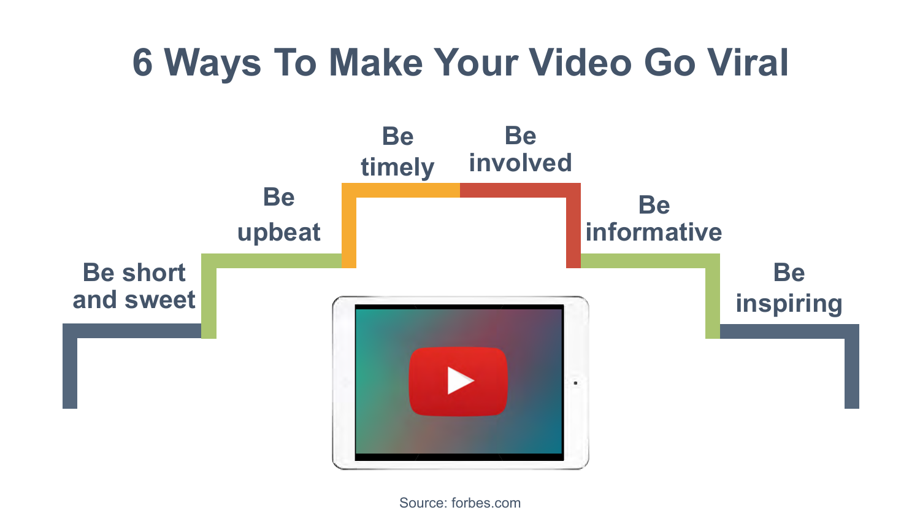# 6 Ways To Make Your Video Go Viral

- Be short and sweet
- Be upbeat
- Be timely
- Be involved
- Be informative
- Be inspiring

Source: forbes.com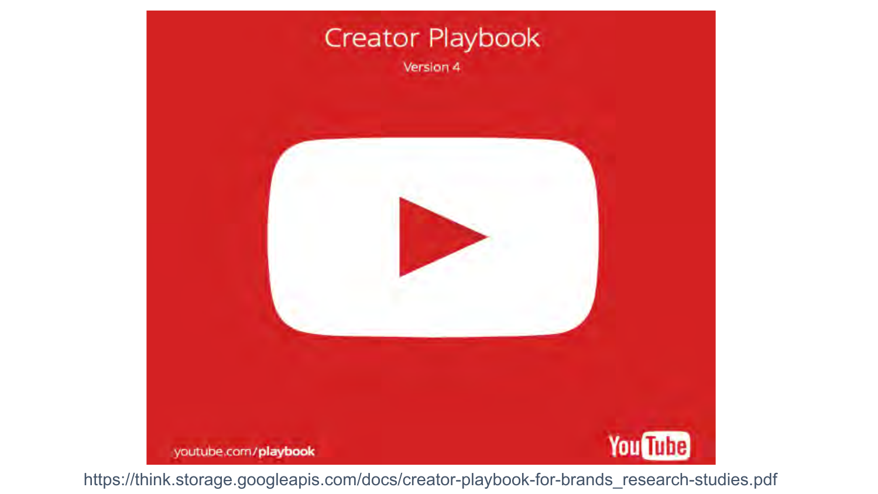# Creator Playbook

Version 4

youtube.com/**playbook**

YouTube

https://think.storage.googleapis.com/docs/creator-playbook-for-brands_research-studies.pdf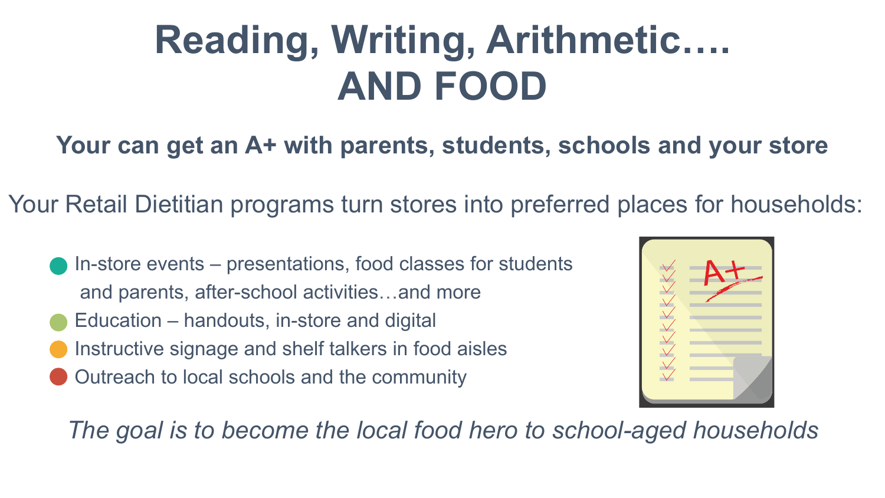# Reading, Writing, Arithmetic….
# AND FOOD

**Your can get an A+ with parents, students, schools and your store**

Your Retail Dietitian programs turn stores into preferred places for households:

- In-store events – presentations, food classes for students and parents, after-school activities…and more
- Education – handouts, in-store and digital
- Instructive signage and shelf talkers in food aisles
- Outreach to local schools and the community

*The goal is to become the local food hero to school-aged households*